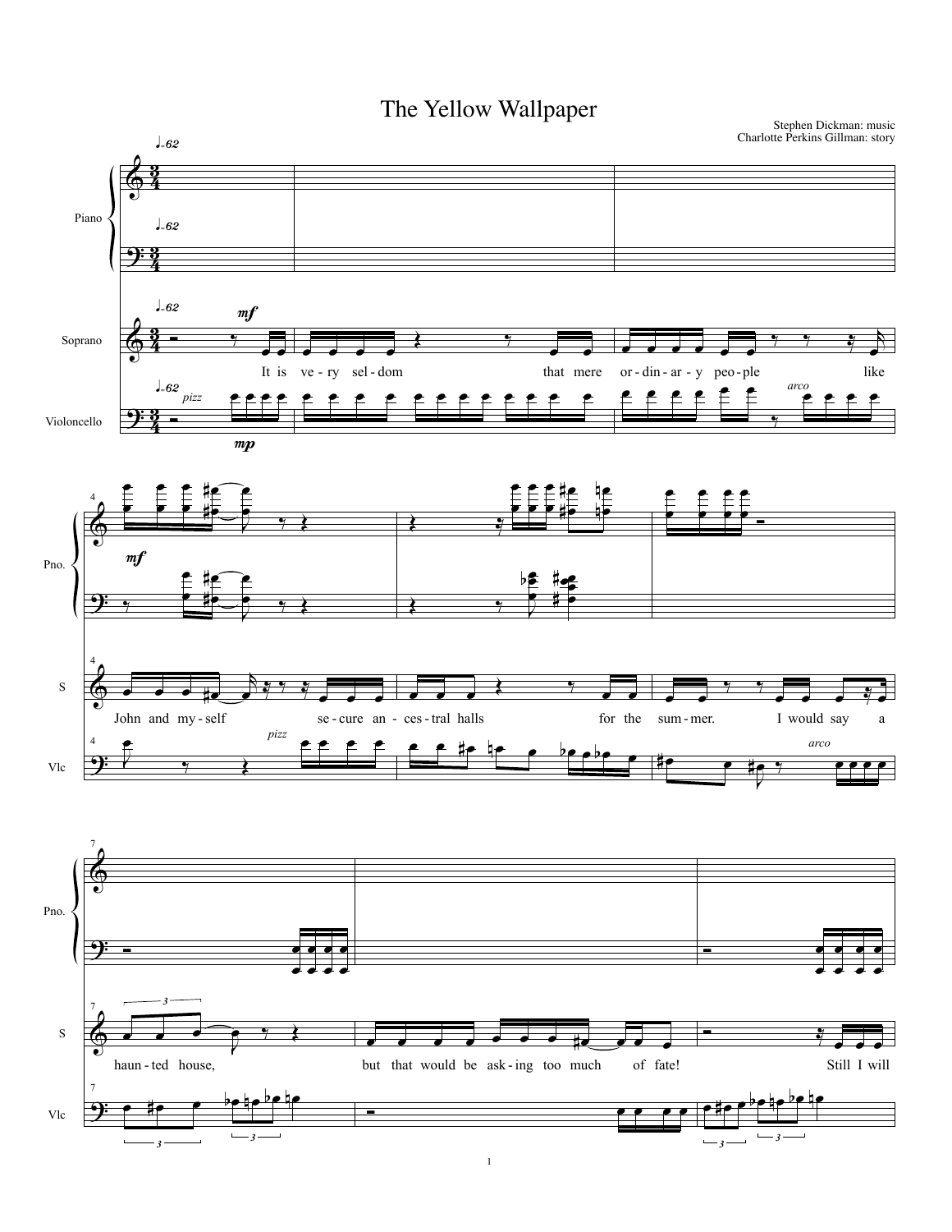# The Yellow Wallpaper

Stephen Dickman: music
Charlotte Perkins Gillman: story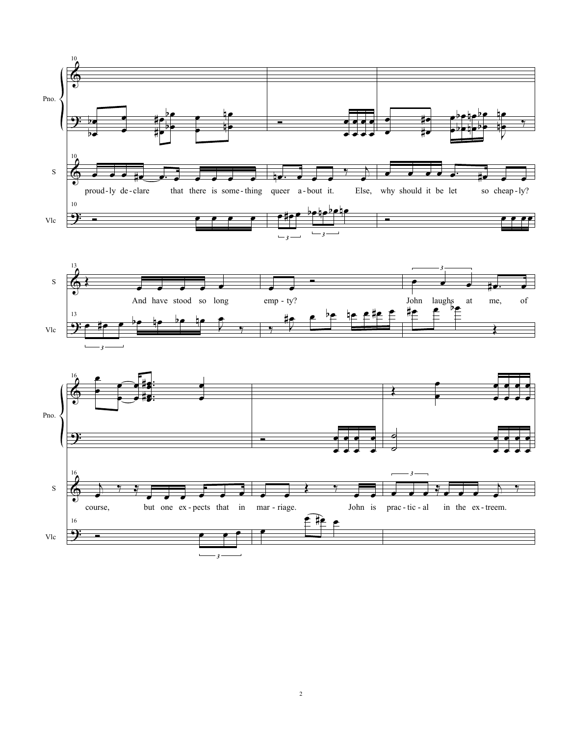proud-ly de-clare that there is some-thing queer a-bout it. Else, why should it be let so cheap-ly?

And have stood so long emp-ty? John laughs at me, of

course, but one ex-pects that in mar-riage. John is prac-tic-al in the ex-treem.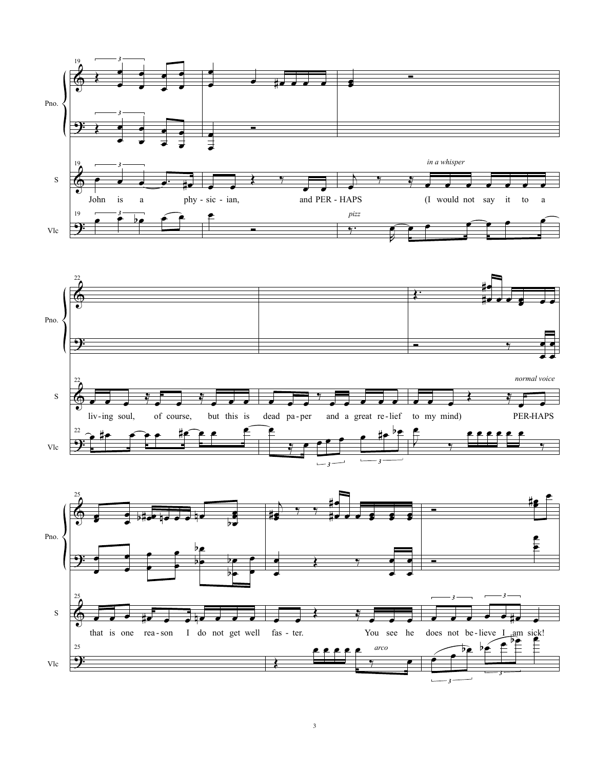Pno.

S

Vlc

*in a whisper*

*pizz*

John is a phy - sic - ian, and PER - HAPS (I would not say it to a

liv - ing soul, of course, but this is dead pa - per and a great re - lief to my mind) PER - HAPS

*normal voice*

that is one rea - son I do not get well fas - ter. You see he does not be - lieve I am sick!

*arco*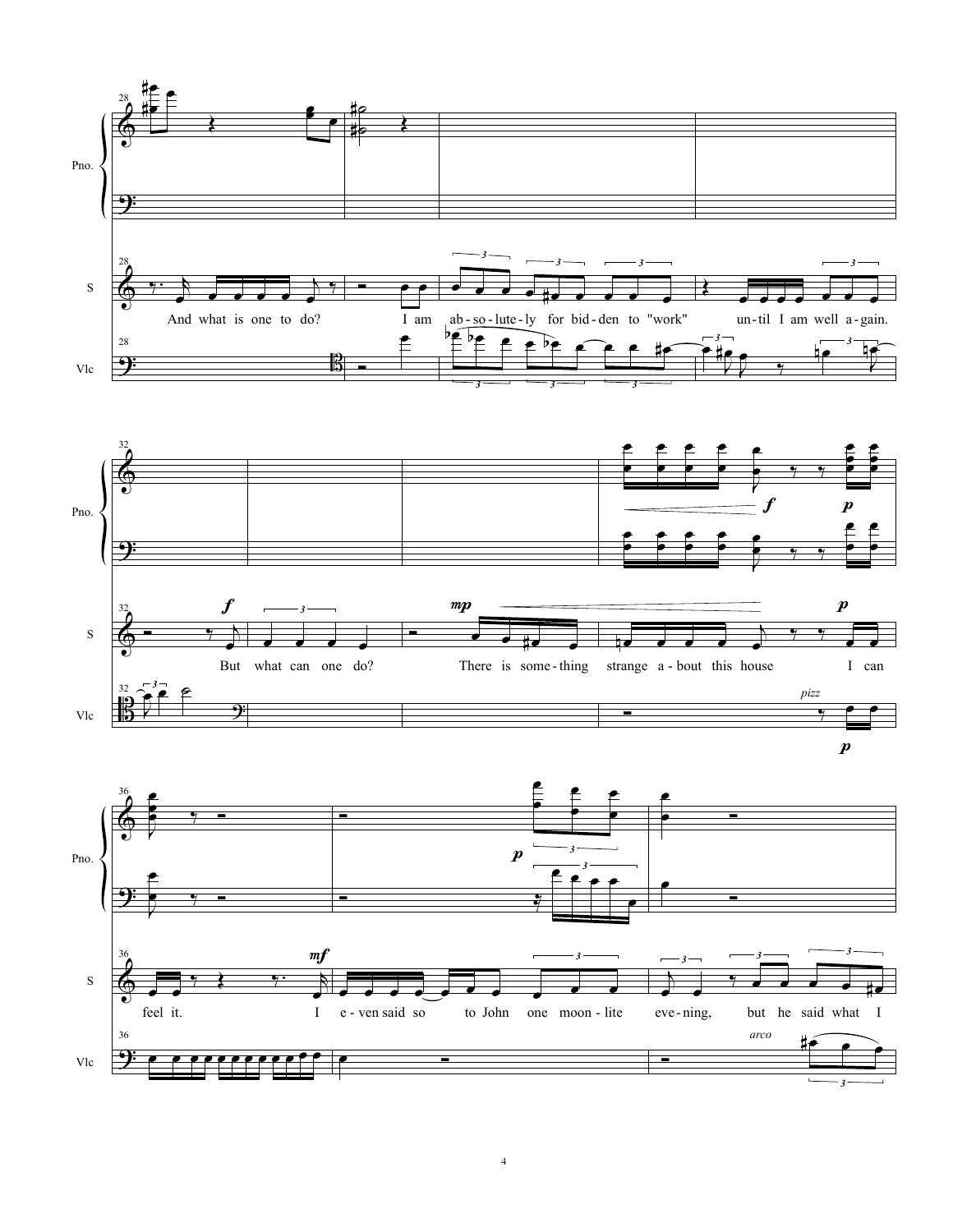Pno.

S

Vlc

And what is one to do? I am ab-so-lute-ly for bid-den to "work" un-til I am well a-gain.

But what can one do? There is some-thing strange a-bout this house I can

feel it. I e-ven said so to John one moon-lite eve-ning, but he said what I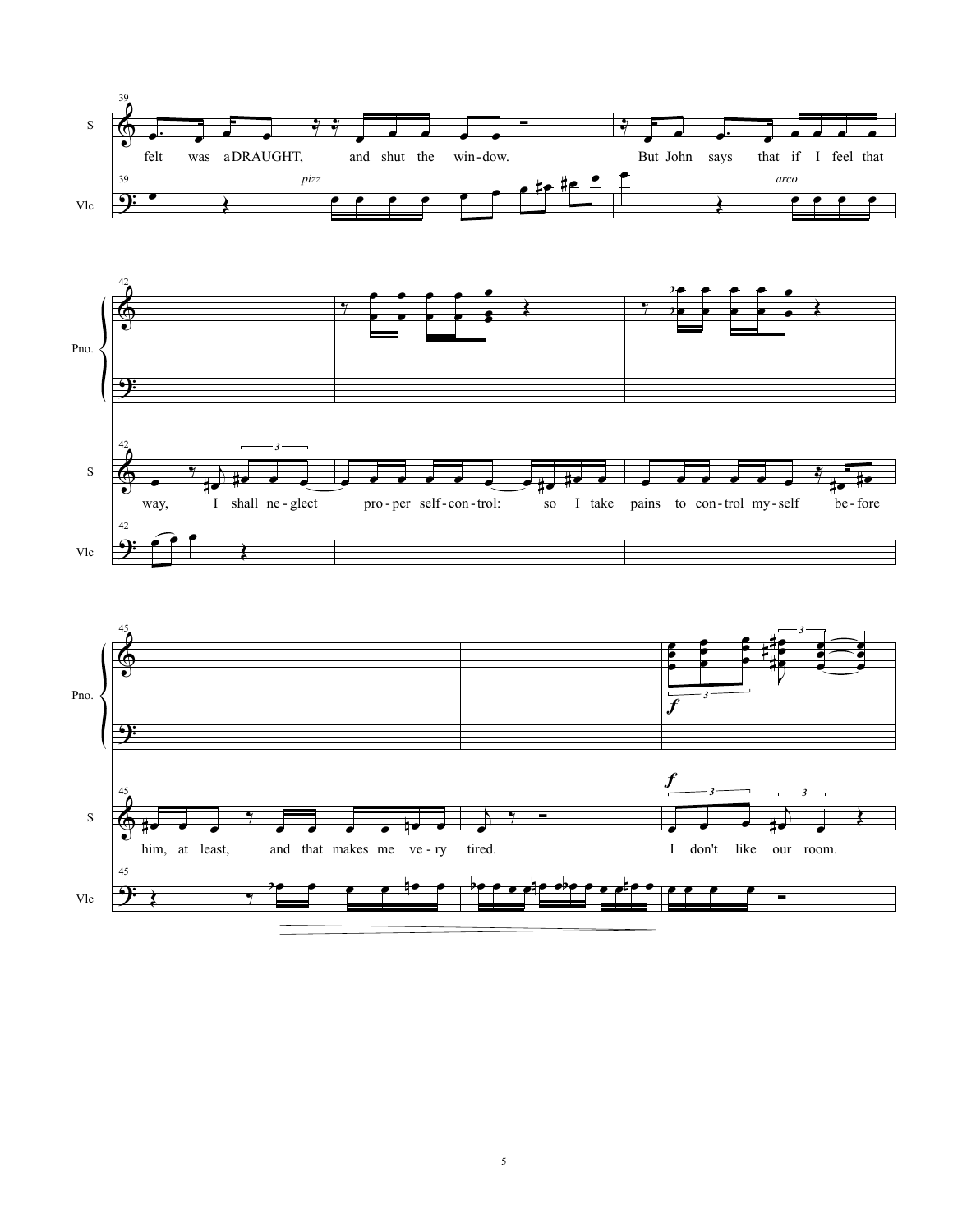felt was a DRAUGHT, and shut the win-dow. But John says that if I feel that

*pizz* *arco*

way, I shall ne-glect pro-per self-con-trol: so I take pains to con-trol my-self be-fore

him, at least, and that makes me ve-ry tired. I don't like our room.

***f***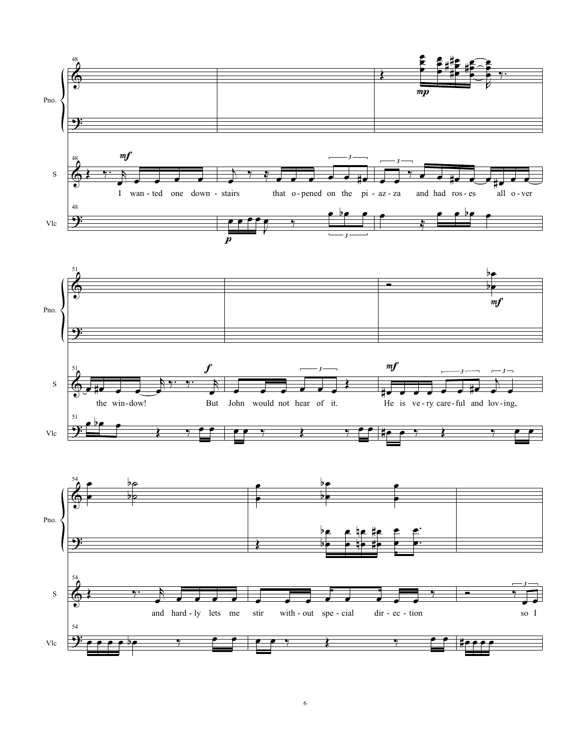Pno.

S

Vlc

I wan-ted one down-stairs that o-pened on the pi-az-za and had ros-es all o-ver the win-dow! But John would not hear of it. He is ve-ry care-ful and lov-ing, and hard-ly lets me stir with-out spe-cial dir-ec-tion so I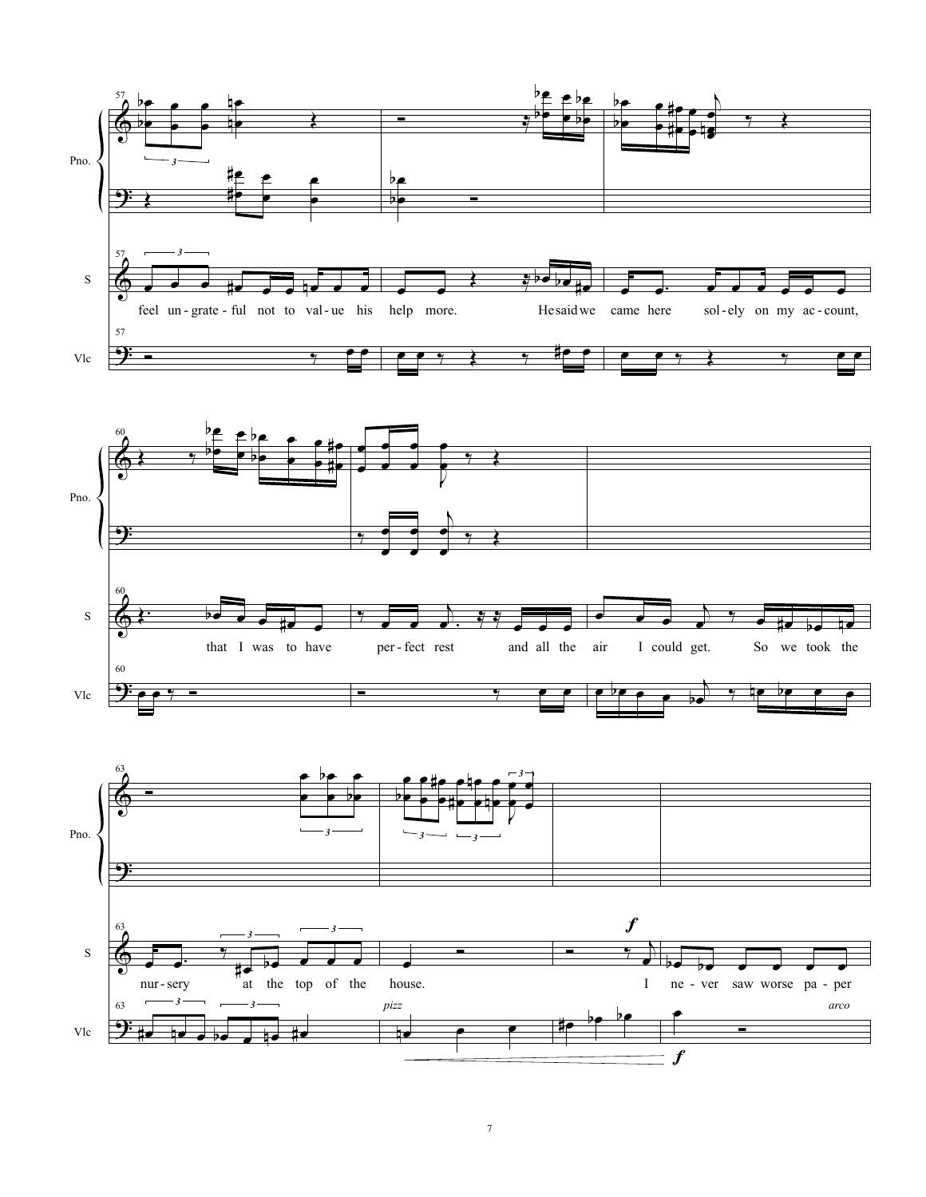57

Pno.

S

feel un - grate - ful not to val - ue his help more. He said we came here sol - ely on my ac - count,

Vlc

60

that I was to have per - fect rest and all the air I could get. So we took the

63

nur - sery at the top of the house. I ne - ver saw worse pa - per

*pizz* *arco*

***f***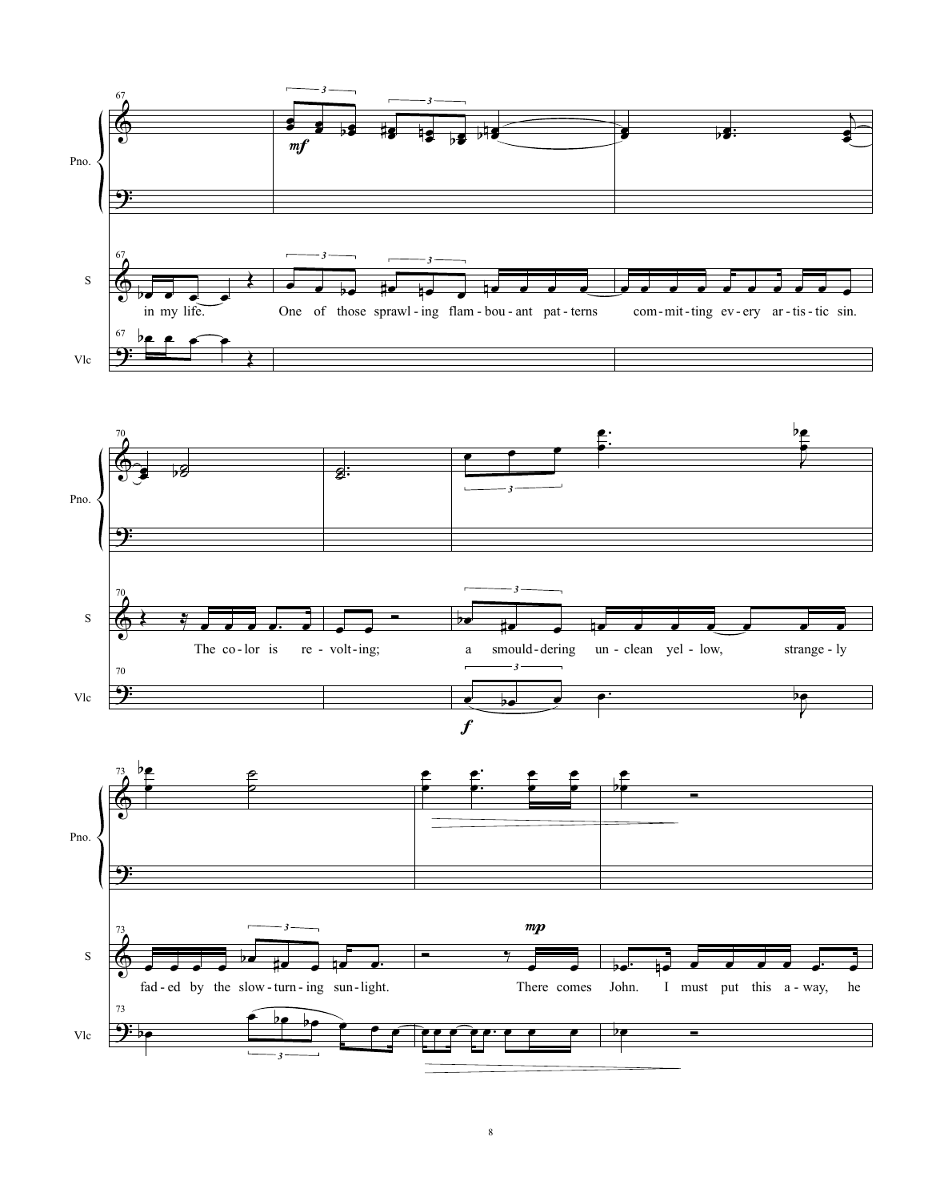67

Pno.

S

in my life. One of those sprawl - ing flam - bou - ant pat - terns com - mit - ting ev - ery ar - tis - tic sin.

Vlc

70

The co - lor is re - volt - ing; a smould - dering un - clean yel - low, strange - ly

73

fad - ed by the slow - turn - ing sun - light. There comes John. I must put this a - way, he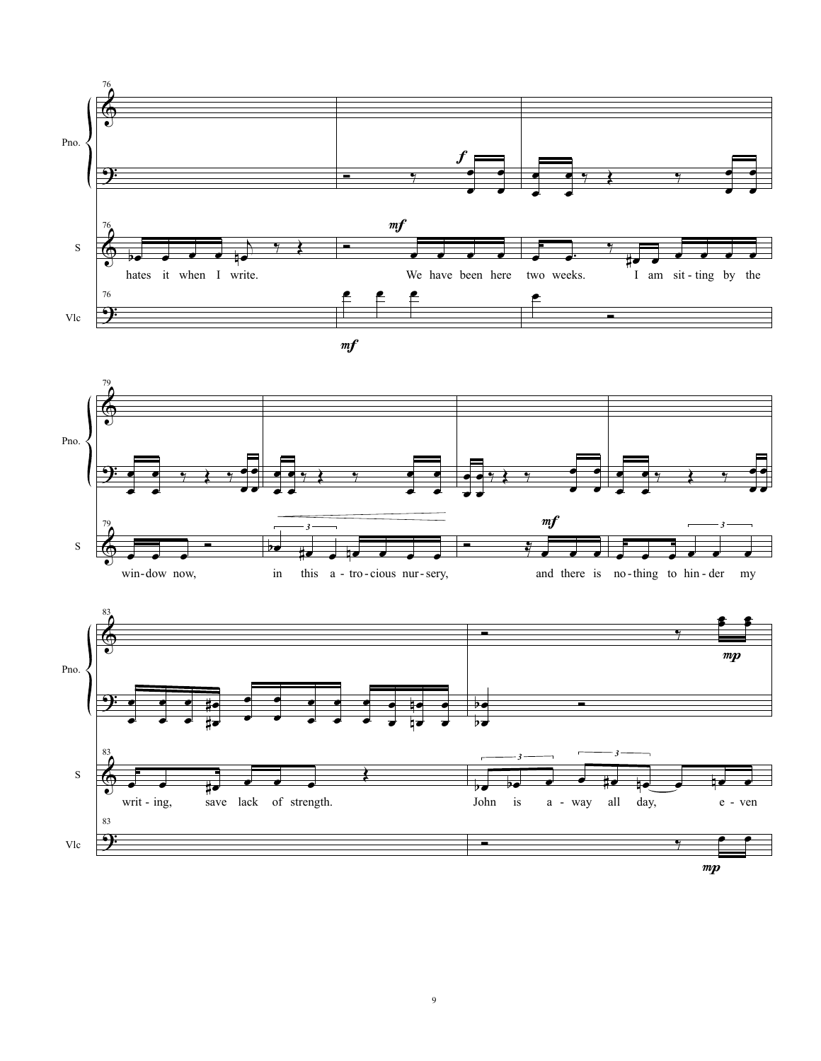Pno.

S

Vlc

hates it when I write. We have been here two weeks. I am sit - ting by the

win - dow now, in this a - tro - cious nur - sery, and there is no - thing to hin - der my

writ - ing, save lack of strength. John is a - way all day, e - ven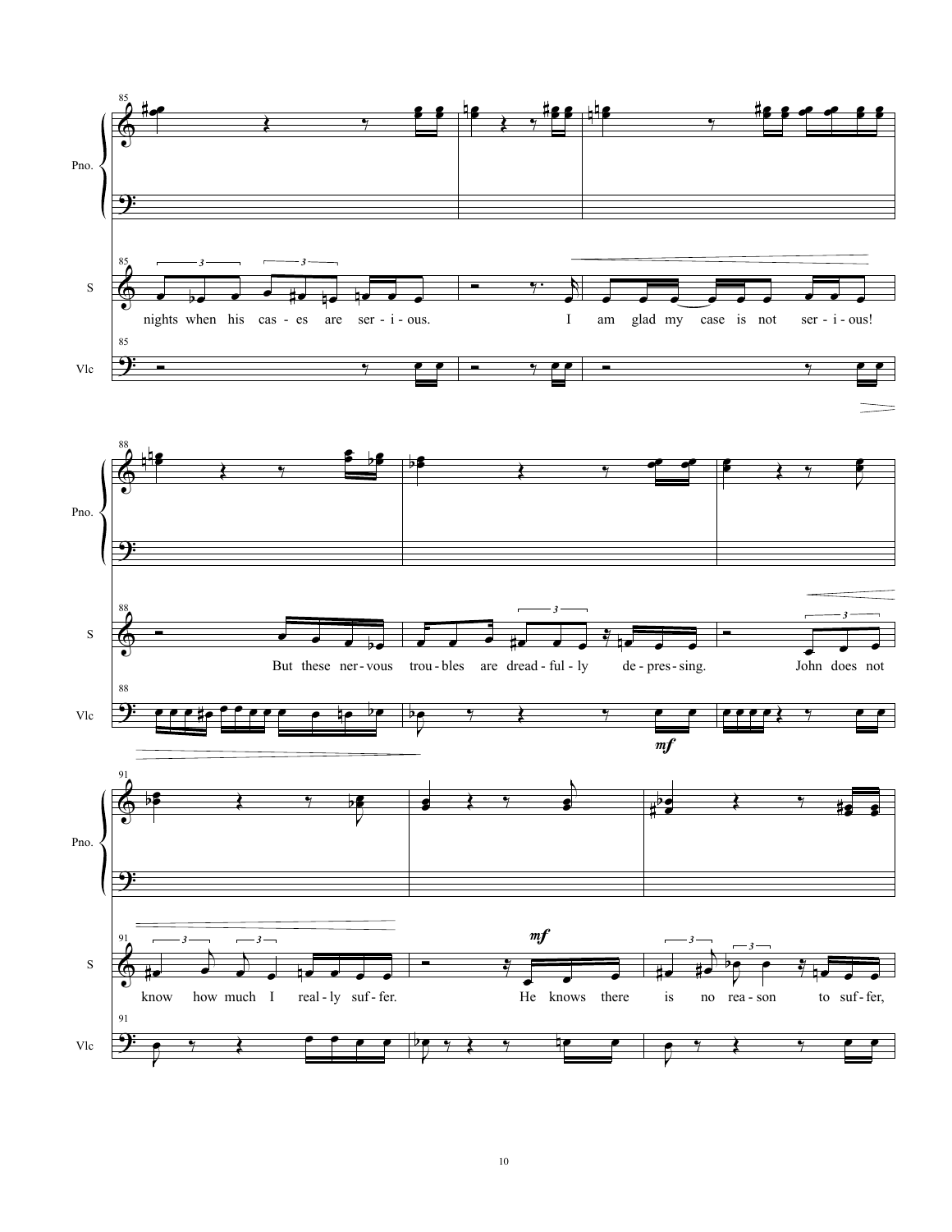nights when his cas - es are ser - i - ous. I am glad my case is not ser - i - ous!

But these ner - vous trou - bles are dread - ful - ly de - pres - sing. John does not

know how much I real - ly suf - fer. He knows there is no rea - son to suf - fer,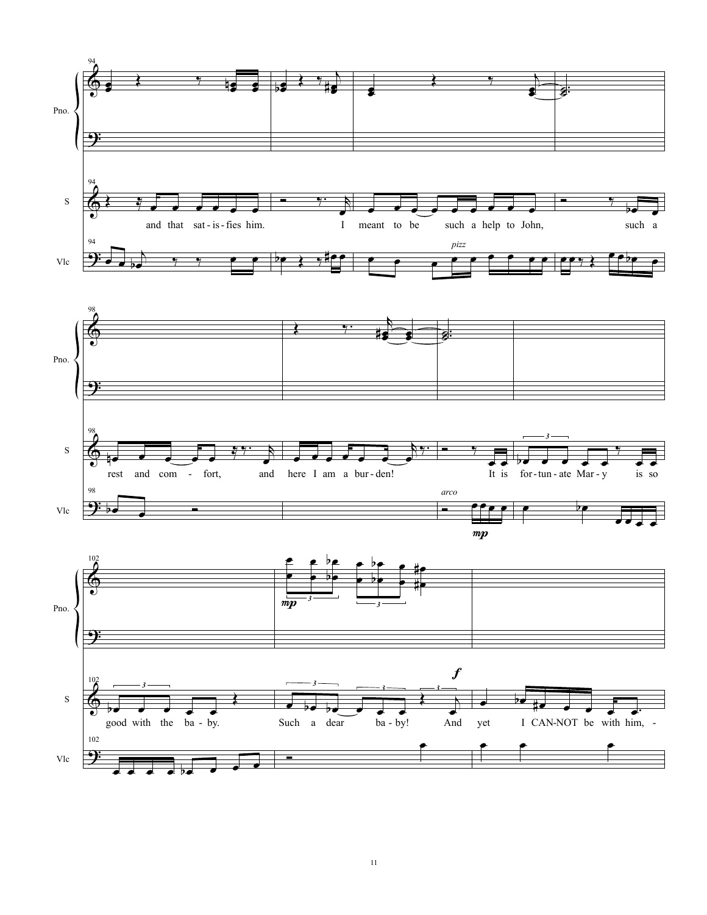Pno.

S

Vlc

94

and that sat-is-fies him. I meant to be such a help to John, such a

*pizz*

98

rest and com - fort, and here I am a bur-den! It is for-tun-ate Mar-y is so

*arco*

*mp*

102

good with the ba-by. Such a dear ba-by! And yet I CAN-NOT be with him, -

*mp*

*f*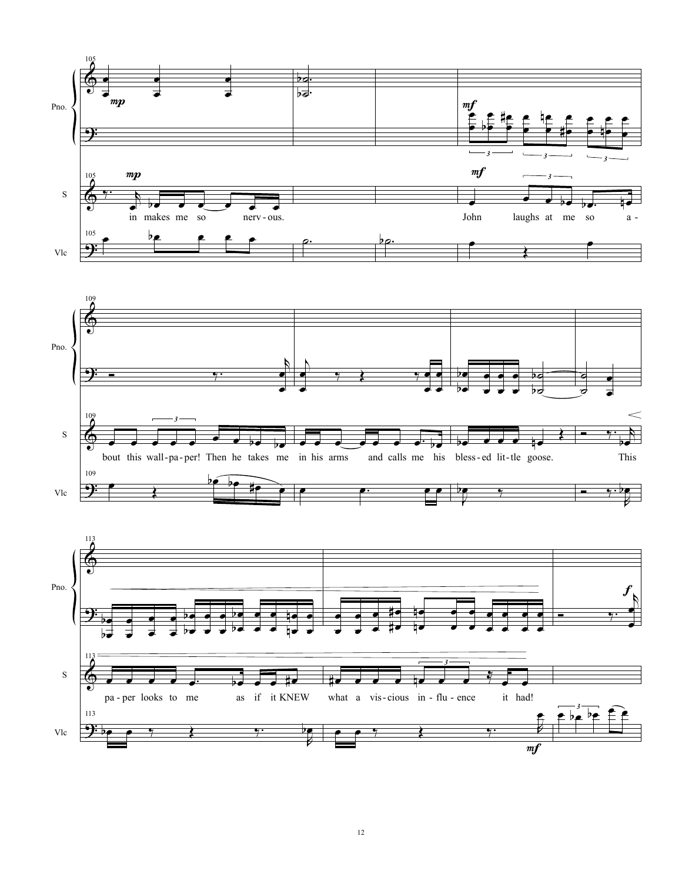Pno.

S

Vlc

in makes me so nerv-ous. John laughs at me so a-

bout this wall-pa-per! Then he takes me in his arms and calls me his bless-ed lit-tle goose. This

pa-per looks to me as if it KNEW what a vis-cious in-flu-ence it had!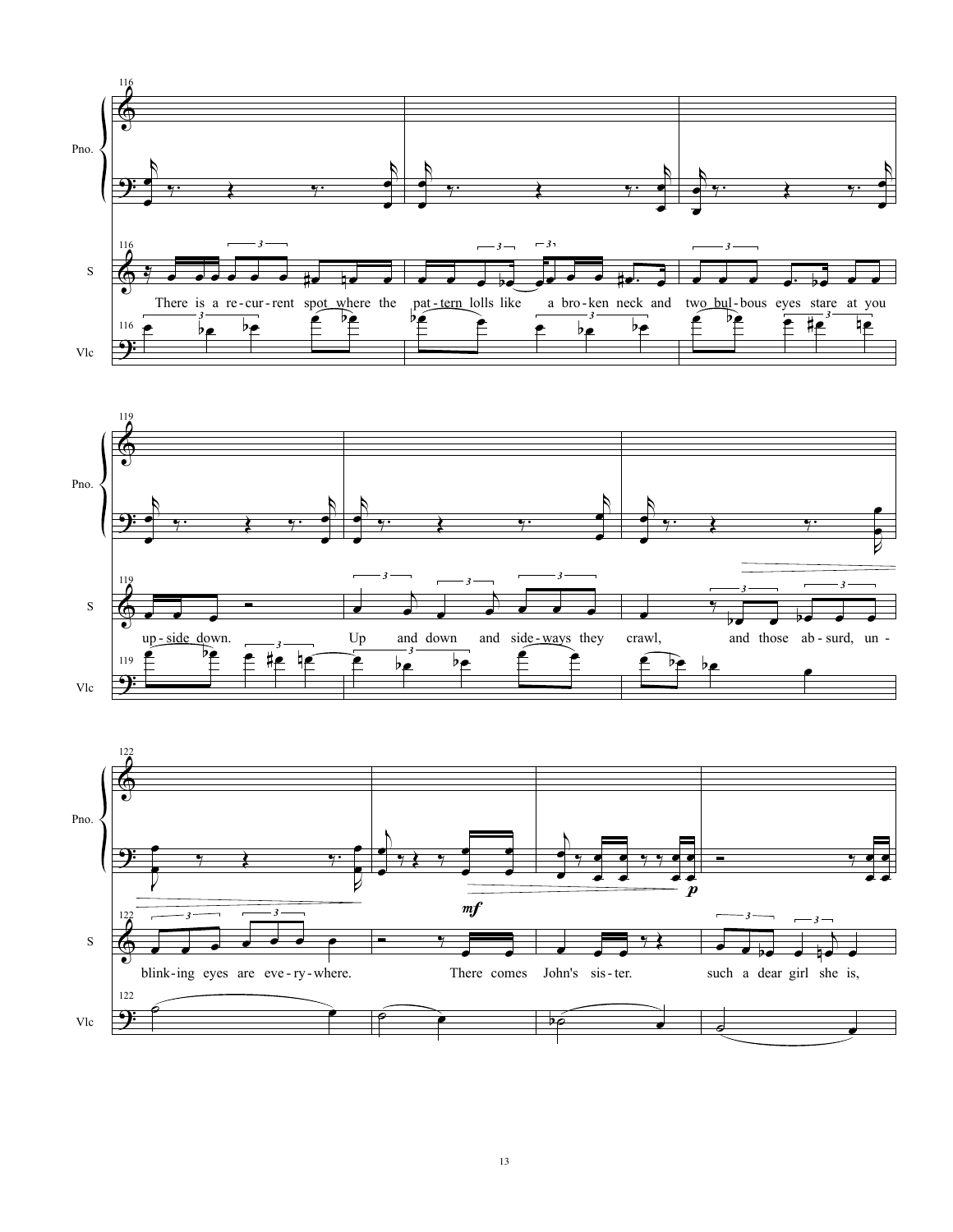Pno.

S

Vlc

There is a re-cur-rent spot where the pat-tern lolls like a bro-ken neck and two bul-bous eyes stare at you up-side down. Up and down and side-ways they crawl, and those ab-surd, un-blink-ing eyes are eve-ry-where. There comes John's sis-ter. such a dear girl she is,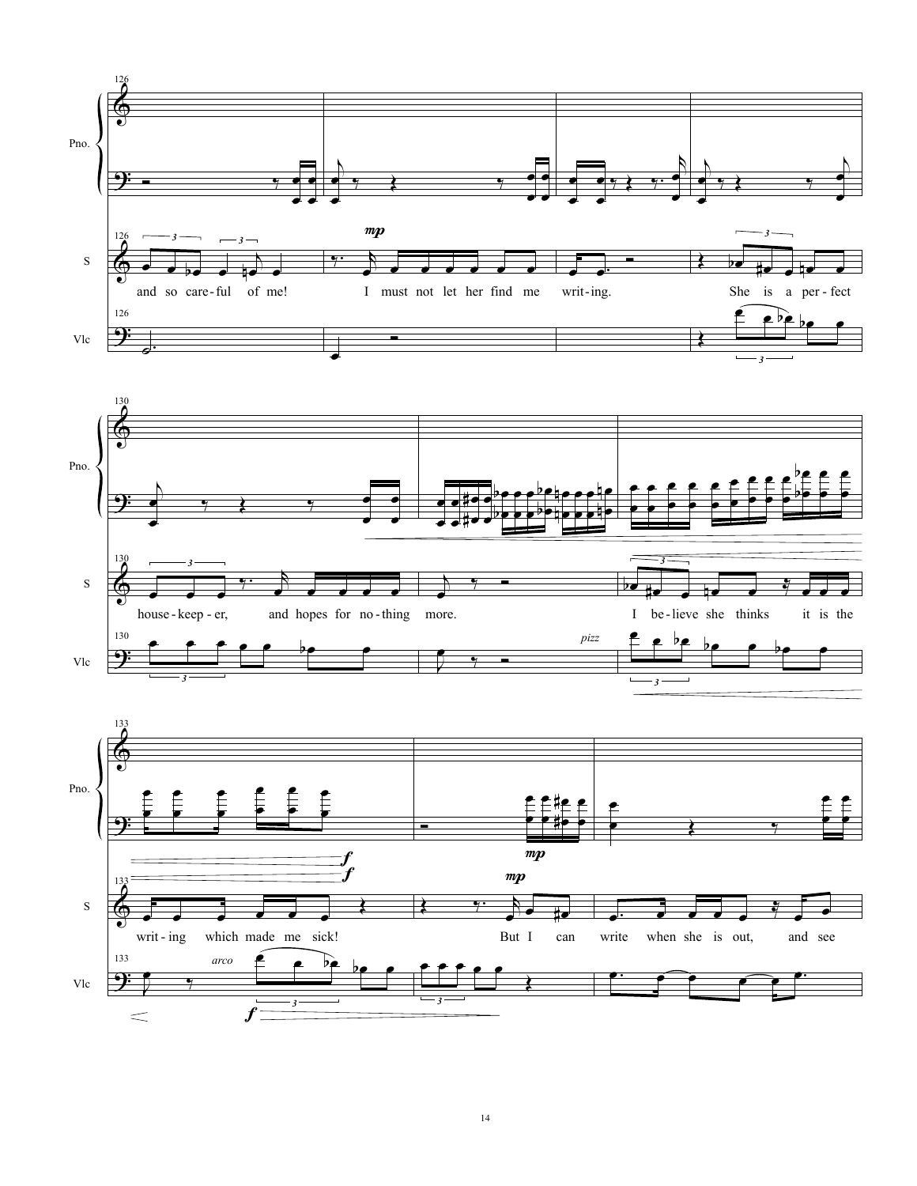Pno.

S

Vlc

and so care-ful of me! I must not let her find me writ-ing. She is a per-fect

house-keep-er, and hopes for no-thing more. I be-lieve she thinks it is the

*pizz*

writ-ing which made me sick! But I can write when she is out, and see

*arco*

*mp* *f*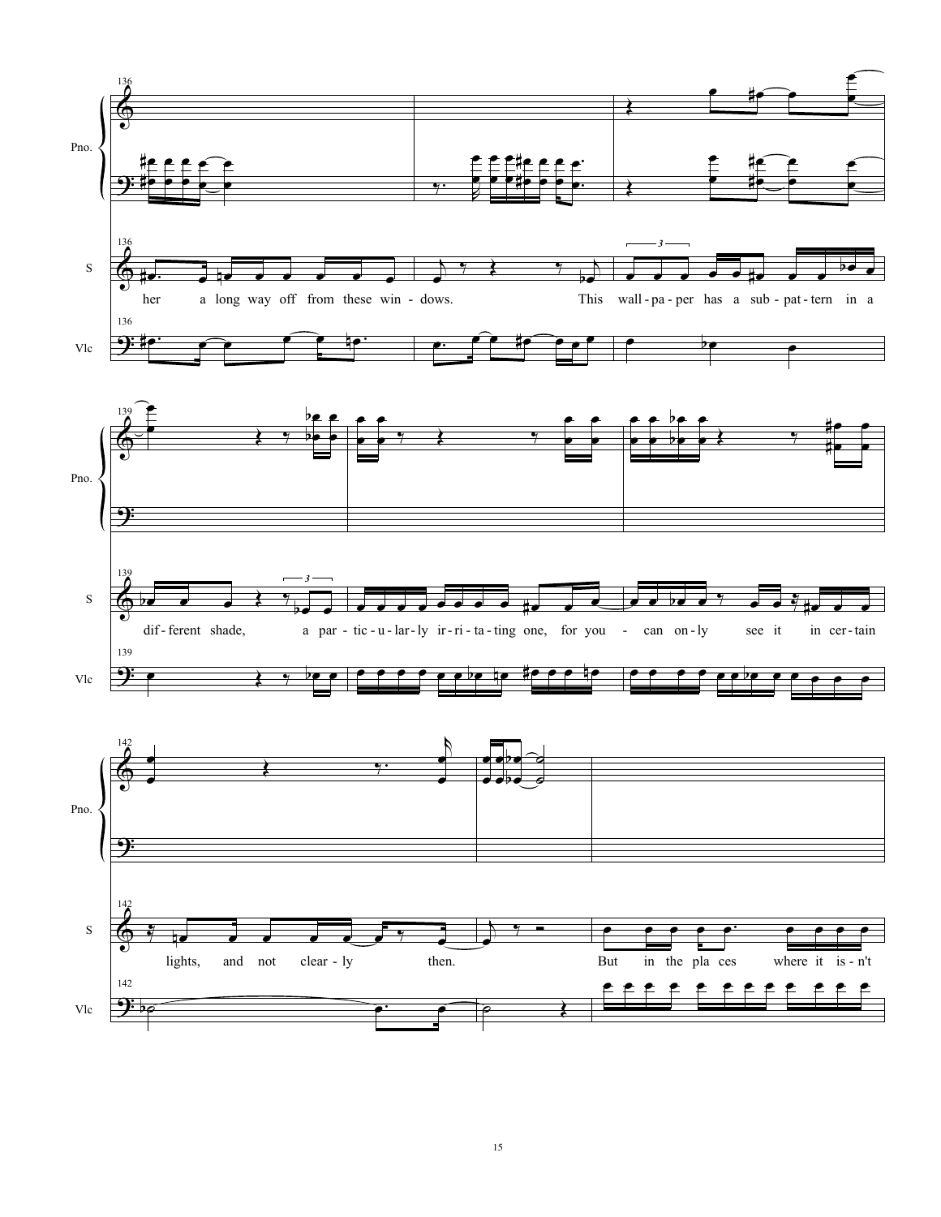Pno.

S

Vlc

her a long way off from these win - dows. This wall - pa - per has a sub - pat - tern in a

dif - ferent shade, a par - tic - u - lar - ly ir - ri - ta - ting one, for you - can on - ly see it in cer - tain

lights, and not clear - ly then. But in the pla ces where it is - n't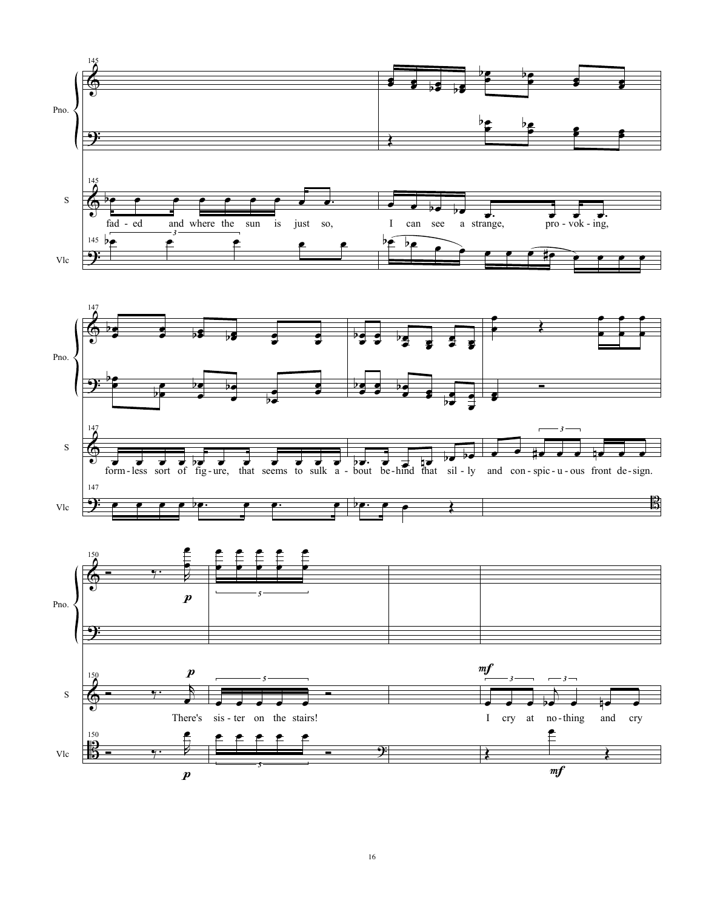Pno.

S

fad - ed and where the sun is just so, I can see a strange, pro - vok - ing,

Vlc

form - less sort of fig - ure, that seems to sulk a - bout be - hind that sil - ly and con - spic - u - ous front de - sign.

There's sis - ter on the stairs! I cry at no - thing and cry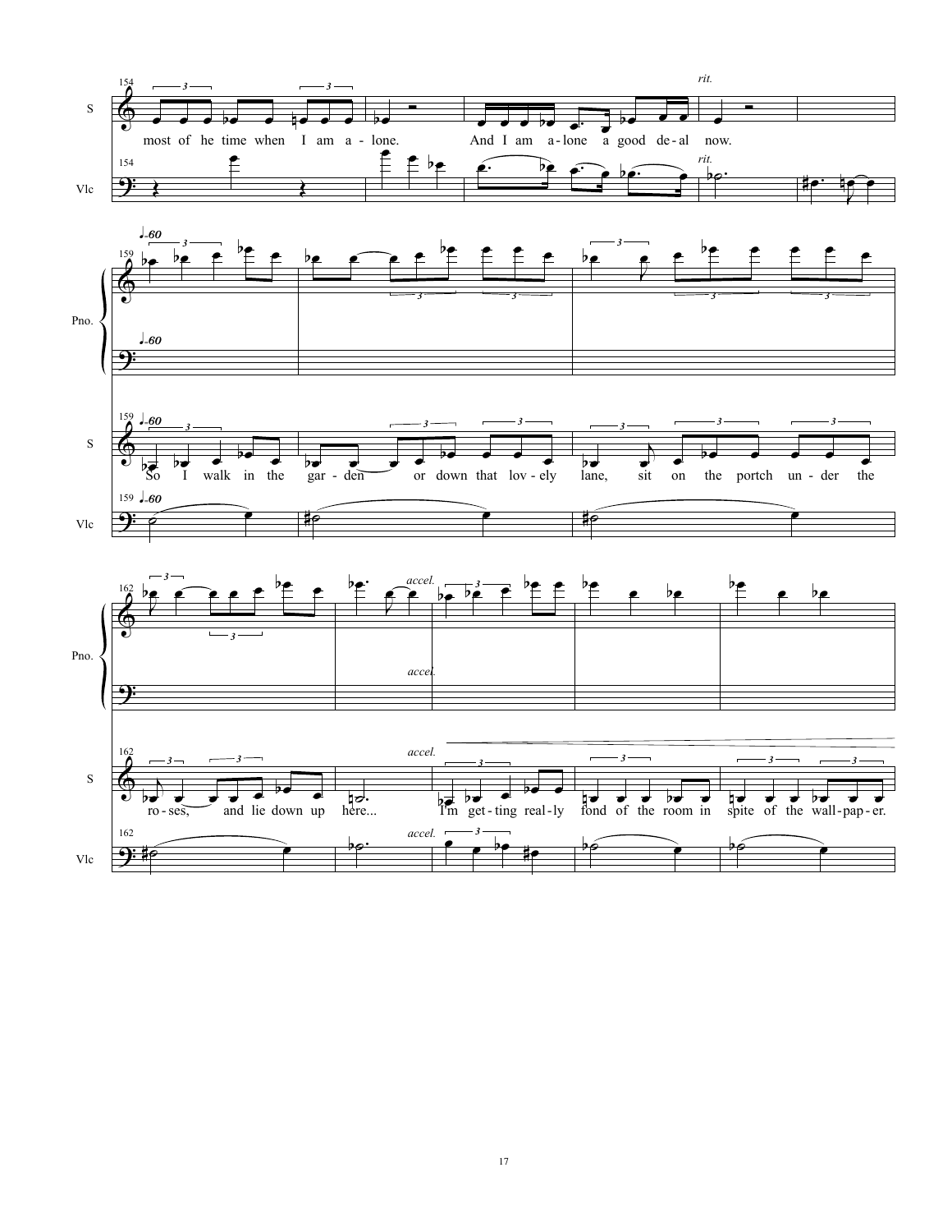most of he time when I am a - lone. And I am a - lone a good de - al now.

*rit.*

♩=60

So I walk in the gar - den or down that lov - ely lane, sit on the portch un - der the ro - ses, and lie down up here...

*accel.*

I'm get - ting real - ly fond of the room in spite of the wall - pap - er.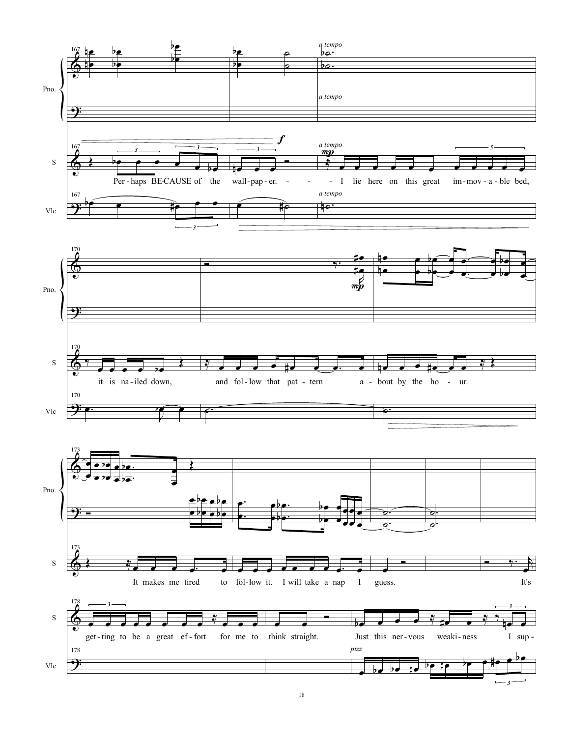Per-haps BE-CAUSE of the wall-pap-er. - - - I lie here on this great im-mov-a-ble bed, it is na-iled down, and fol-low that pat-tern a-bout by the ho-ur. It makes me tired to fol-low it. I will take a nap I guess. It's get-ting to be a great ef-fort for me to think straight. Just this ner-vous weaki-ness I sup-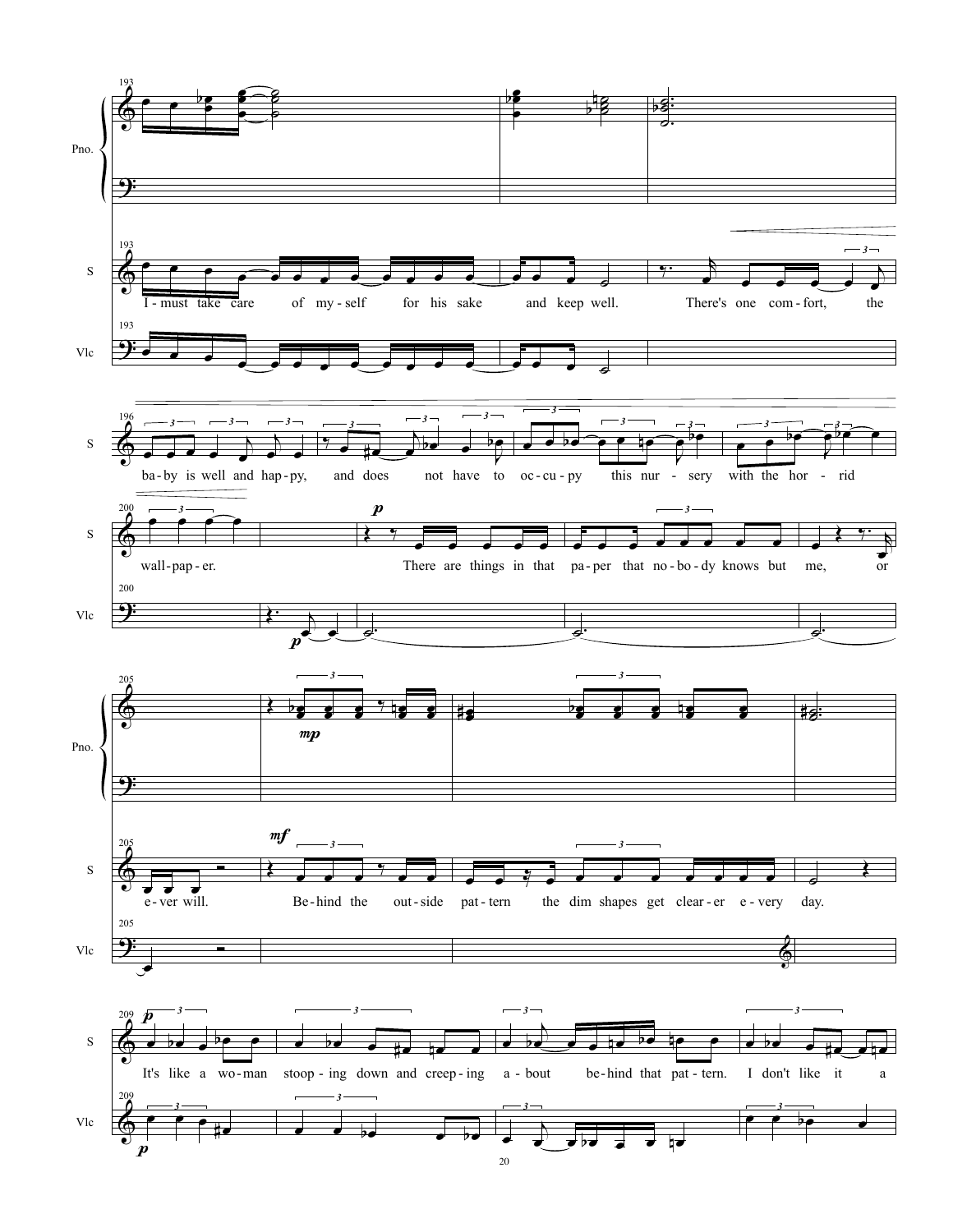193

Pno.

S

I - must take care of my - self for his sake and keep well. There's one com - fort, the

Vlc

196

S

ba - by is well and hap - py, and does not have to oc - cu - py this nur - sery with the hor - rid

200

S

wall - pap - er. There are things in that pa - per that no - bo - dy knows but me, or

Vlc

205

Pno.

S

e - ver will. Be - hind the out - side pat - tern the dim shapes get clear - er e - very day.

Vlc

209

S

It's like a wo - man stoop - ing down and creep - ing a - bout be - hind that pat - tern. I don't like it a

Vlc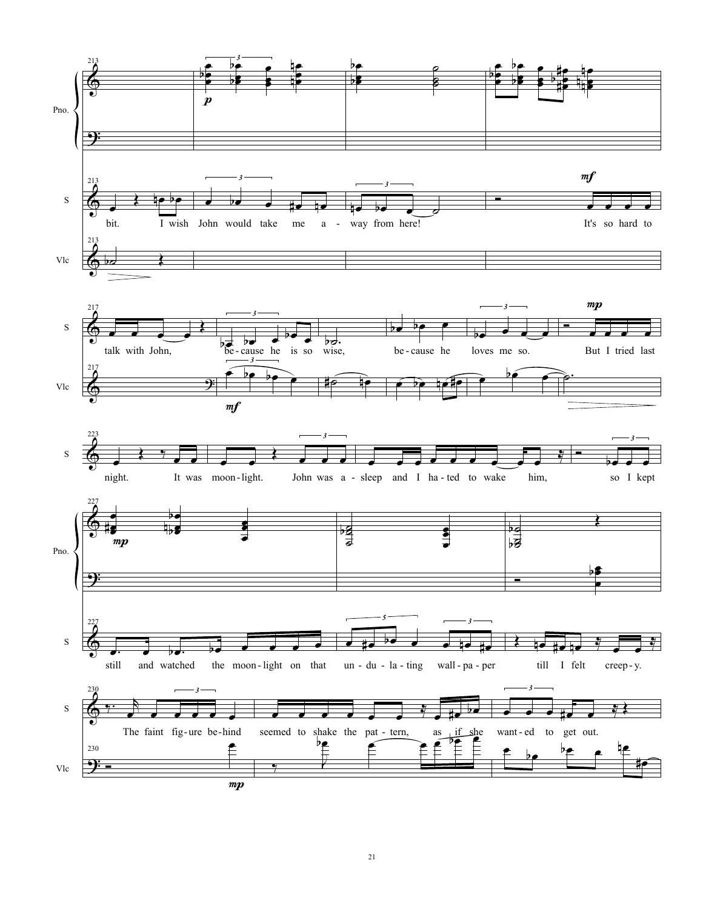bit. I wish John would take me a - way from here! It's so hard to talk with John, be - cause he is so wise, be - cause he loves me so. But I tried last night. It was moon - light. John was a - sleep and I ha - ted to wake him, so I kept still and watched the moon - light on that un - du - la - ting wall - pa - per till I felt creep - y. The faint fig - ure be - hind seemed to shake the pat - tern, as if she want - ed to get out.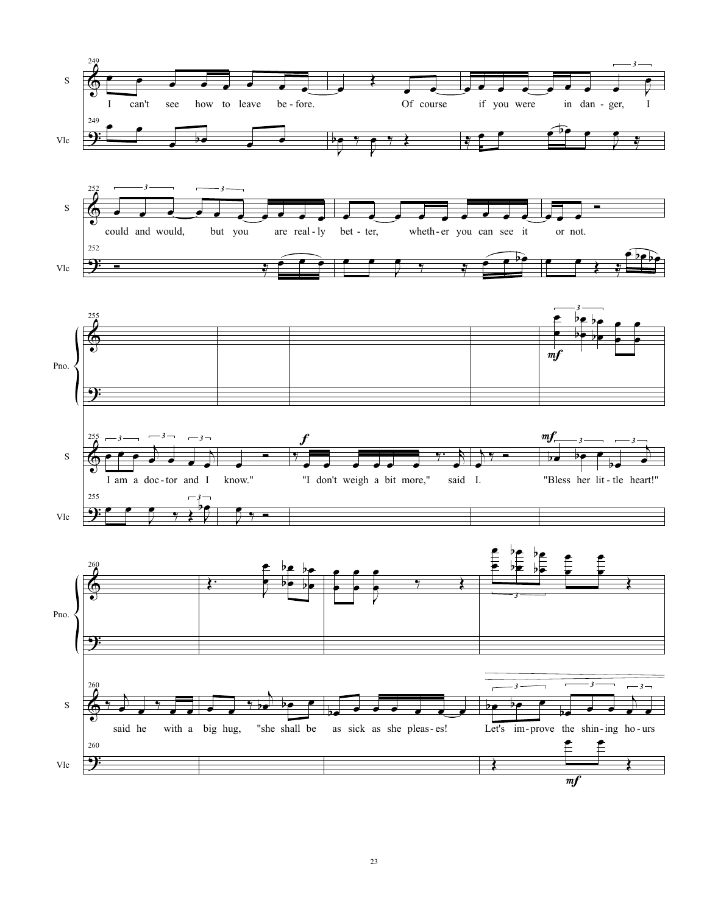S: I can't see how to leave be - fore. Of course if you were in dan - ger, I

S: could and would, but you are real - ly bet - ter, wheth - er you can see it or not.

S: I am a doc - tor and I know." "I don't weigh a bit more," said I. "Bless her lit - tle heart!"

S: said he with a big hug, "she shall be as sick as she pleas - es! Let's im - prove the shin - ing ho - urs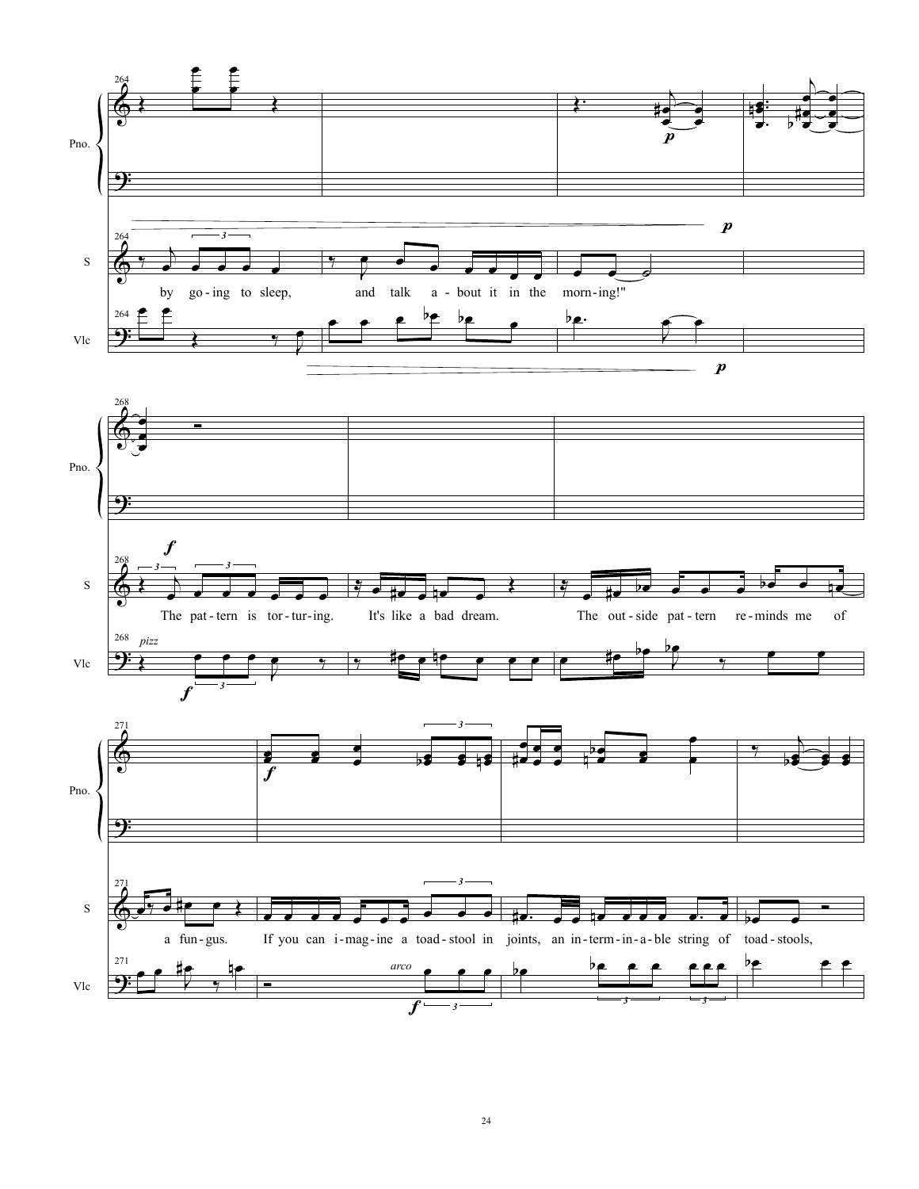Pno.

S

Vlc

by go-ing to sleep, and talk a-bout it in the morn-ing!"

*p*

*pizz*

*f*

The pat-tern is tor-tur-ing. It's like a bad dream. The out-side pat-tern re-minds me of

a fun-gus. If you can i-mag-ine a toad-stool in joints, an in-term-in-a-ble string of toad-stools,

*arco*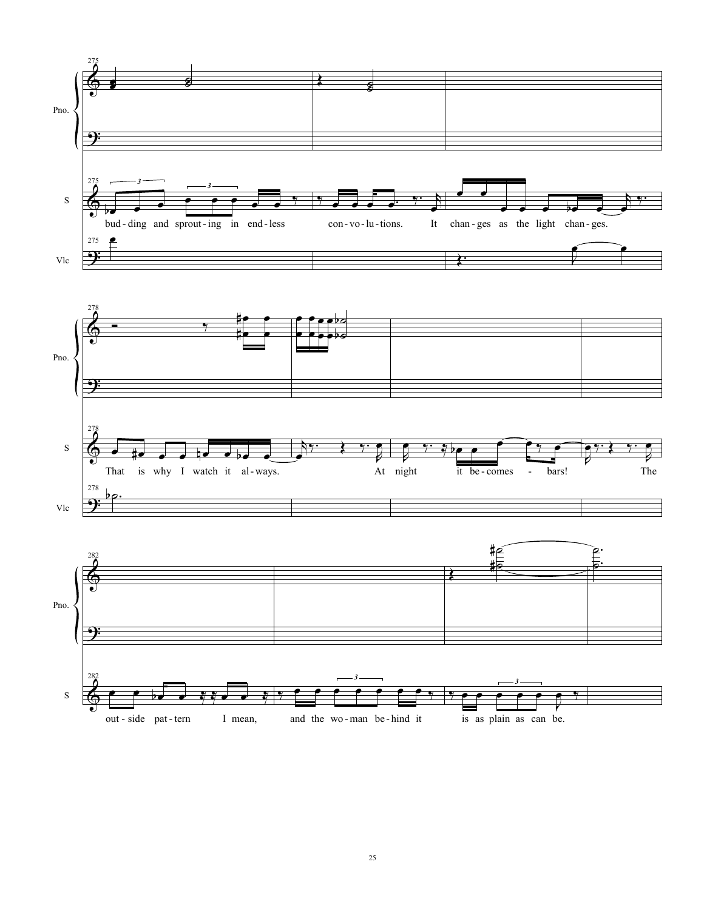Pno.

S

Vlc

bud - ding and sprout - ing in end - less con - vo - lu - tions. It chan - ges as the light chan - ges.

That is why I watch it al - ways. At night it be - comes - bars! The

out - side pat - tern I mean, and the wo - man be - hind it is as plain as can be.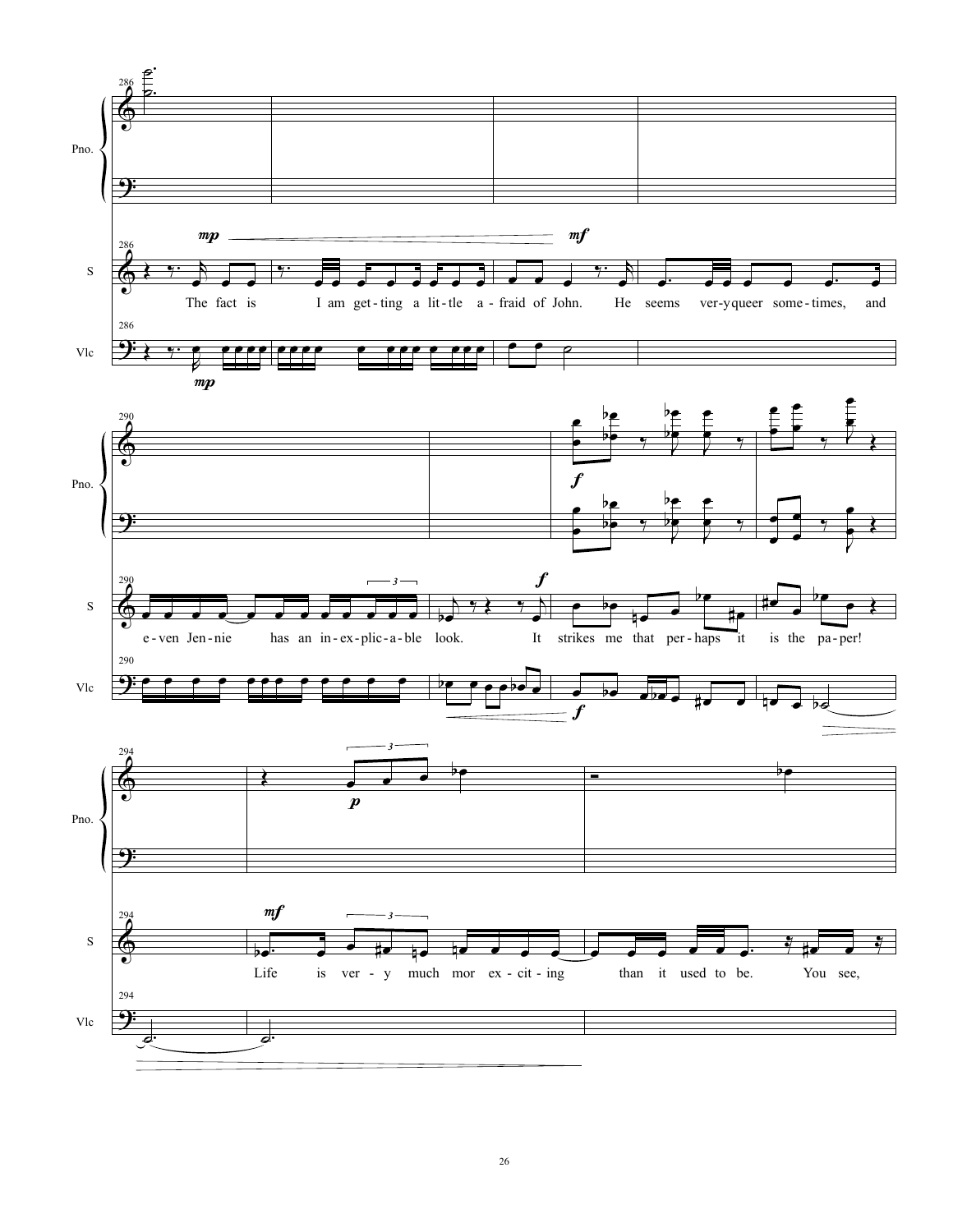Pno.

S

Vlc

286

*mp* — *mf*

The fact is I am get-ting a lit-tle a-fraid of John. He seems ver-y queer some-times, and

*mp*

290

*f*

e-ven Jen-nie has an in-ex-plic-a-ble look. It strikes me that per-haps it is the pa-per!

*f*

294

*p*

*mf*

Life is ver-y much mor ex-cit-ing than it used to be. You see,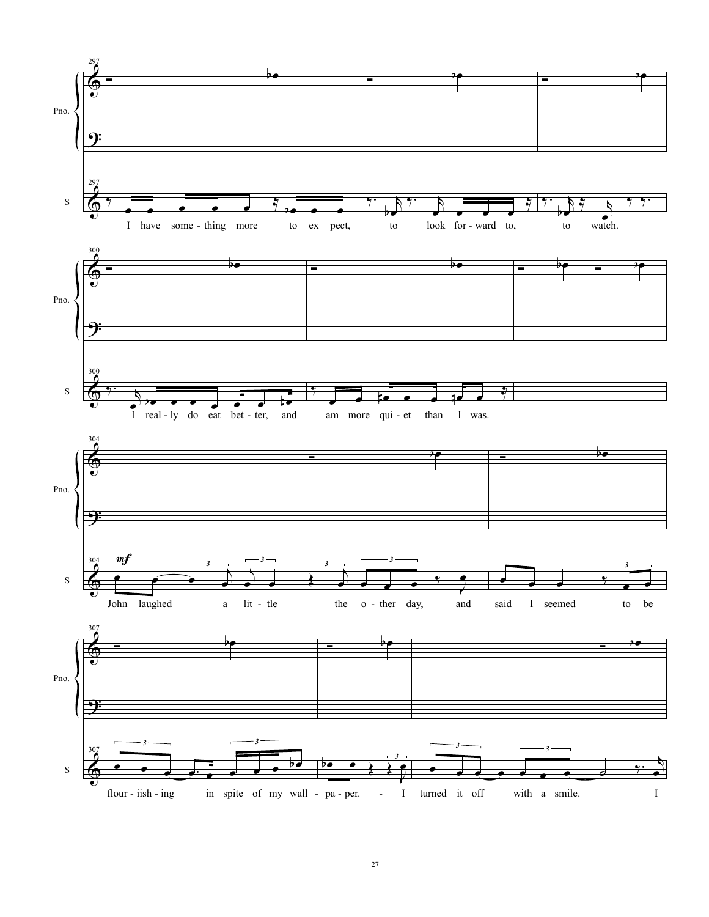297

Pno.

S

I have some - thing more to ex pect, to look for - ward to, to watch.

300

I real - ly do eat bet - ter, and am more qui - et than I was.

304

*mf*

John laughed a lit - tle the o - ther day, and said I seemed to be

307

flour - iish - ing in spite of my wall - pa - per. - I turned it off with a smile. I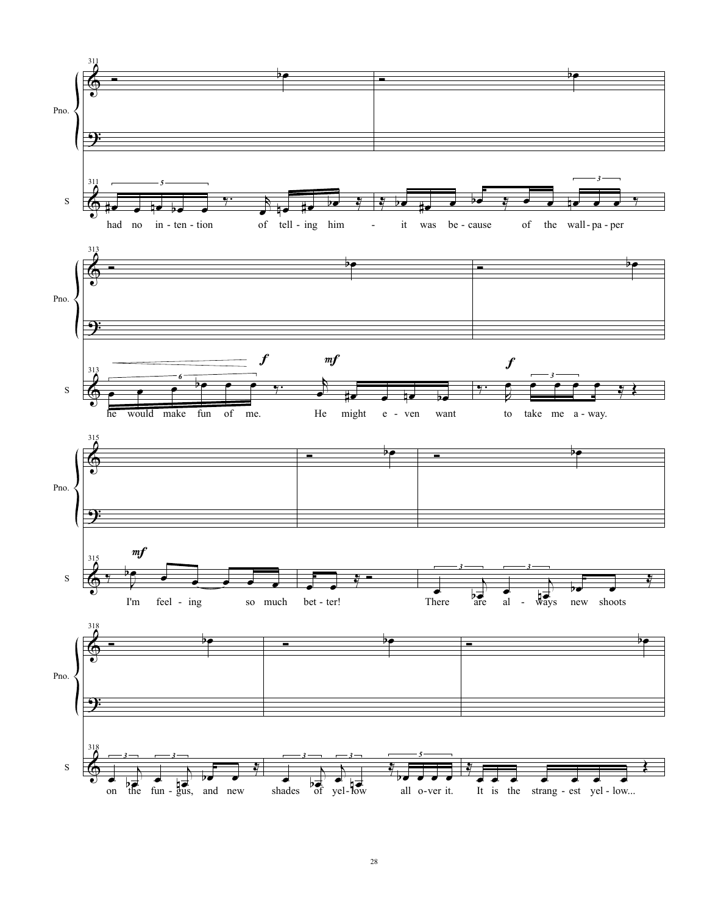Pno.

S

had no in-ten-tion of tell-ing him - it was be-cause of the wall-pa-per

he would make fun of me. He might e-ven want to take me a-way.

I'm feel-ing so much bet-ter! There are al-ways new shoots

on the fun-gus, and new shades of yel-low all o-ver it. It is the strang-est yel-low...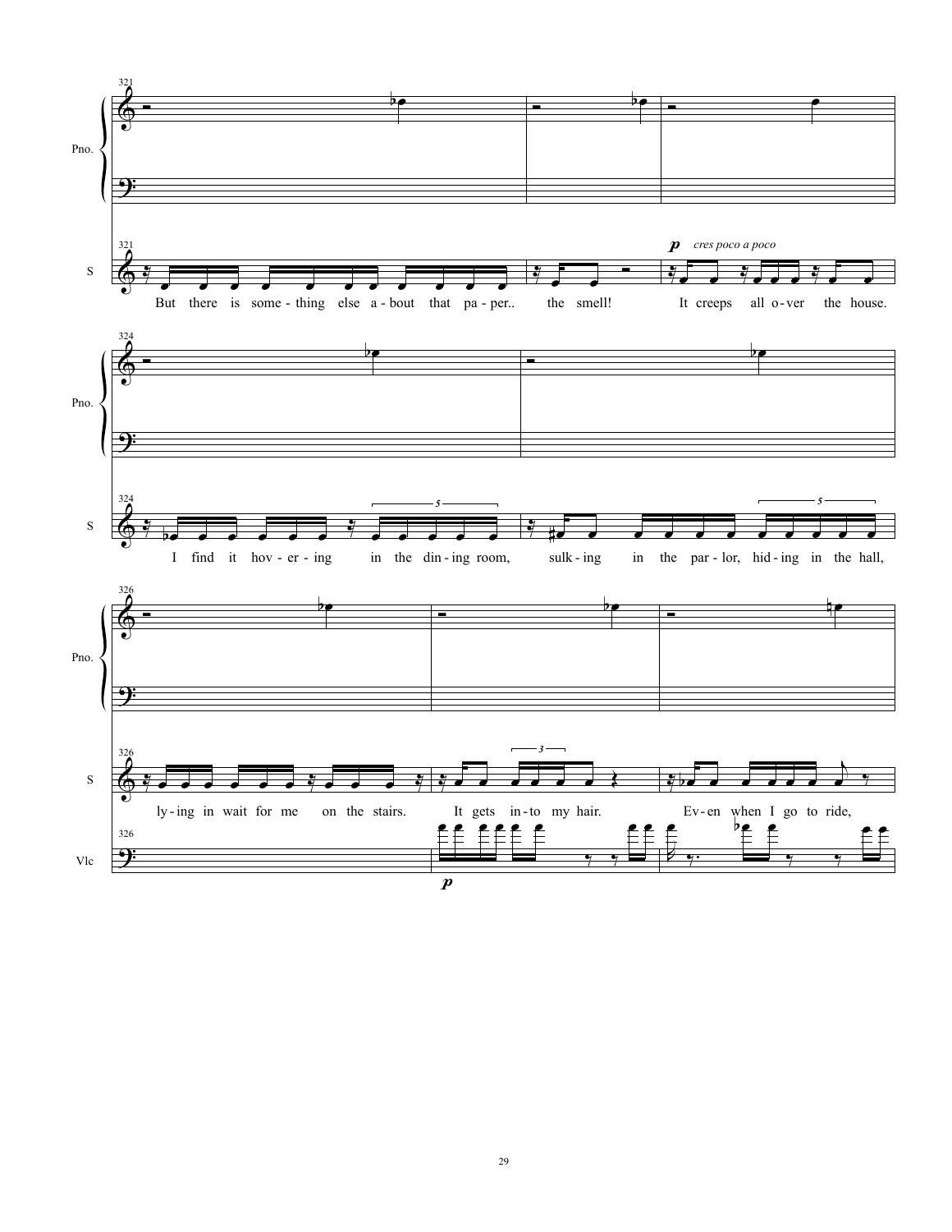321

Pno.

S

But there is some - thing else a - bout that pa - per.. the smell!

***p*** *cres poco a poco*

It creeps all o - ver the house.

324

I find it hov - er - ing in the din - ing room, sulk - ing in the par - lor, hid - ing in the hall,

326

ly - ing in wait for me on the stairs. It gets in - to my hair. Ev - en when I go to ride,

Vlc

***p***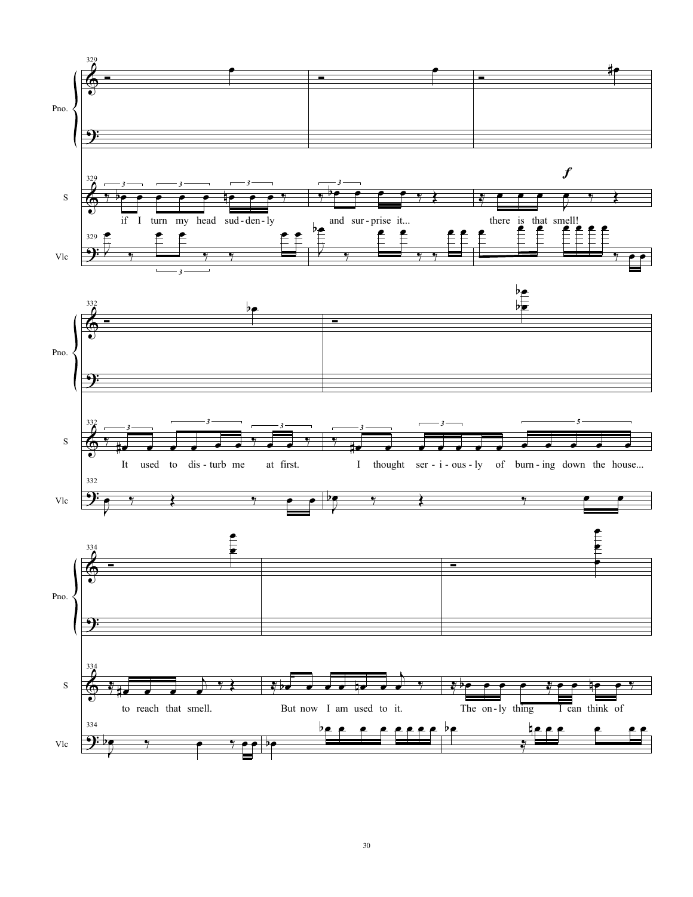Pno.

S

Vlc

if I turn my head sud-den-ly and sur-prise it... there is that smell!

It used to dis-turb me at first. I thought ser-i-ous-ly of burn-ing down the house...

to reach that smell. But now I am used to it. The on-ly thing I can think of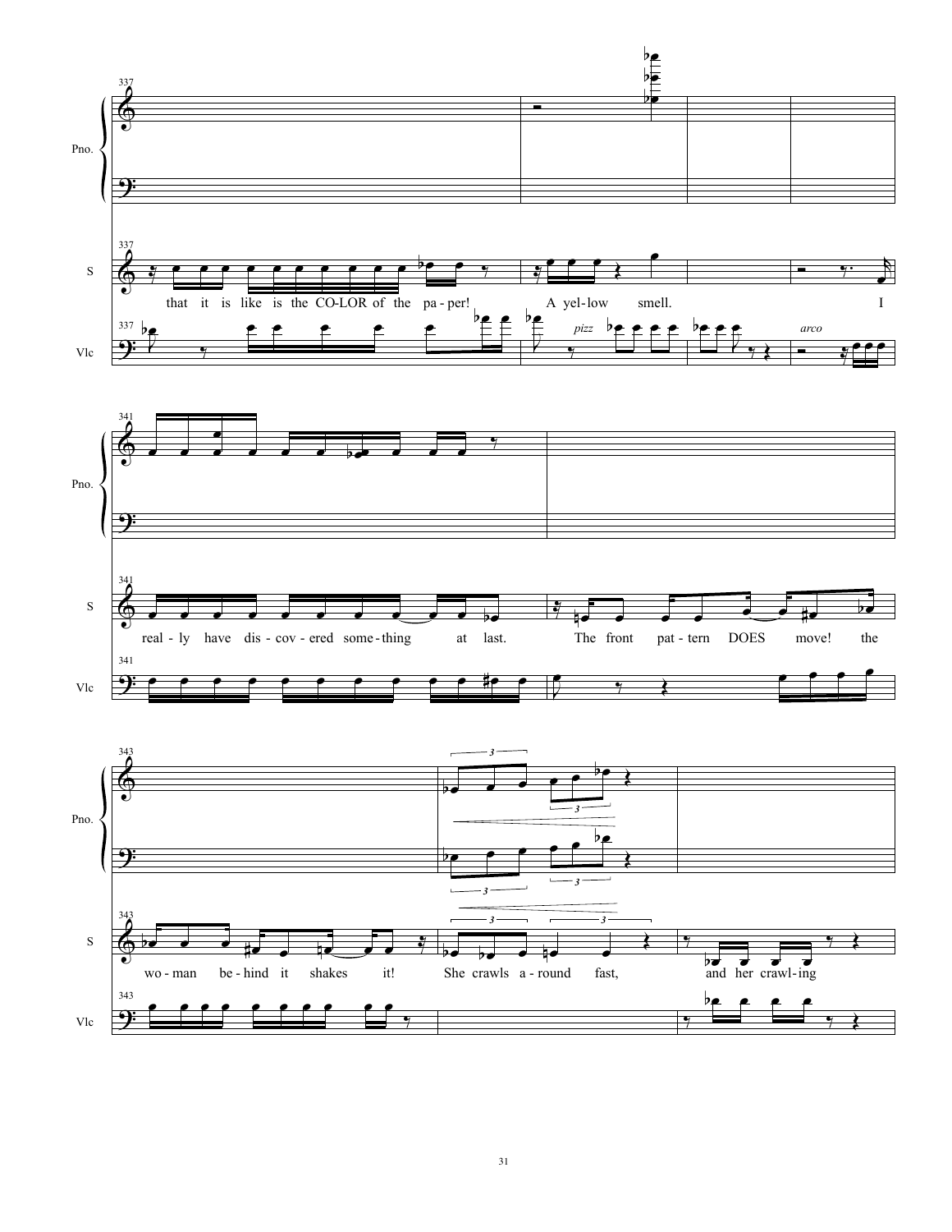Pno.

S

Vlc

337

that it is like is the CO-LOR of the pa-per! A yel-low smell. I

*pizz* *arco*

341

real-ly have dis-cov-ered some-thing at last. The front pat-tern DOES move! the

343

wo-man be-hind it shakes it! She crawls a-round fast, and her crawl-ing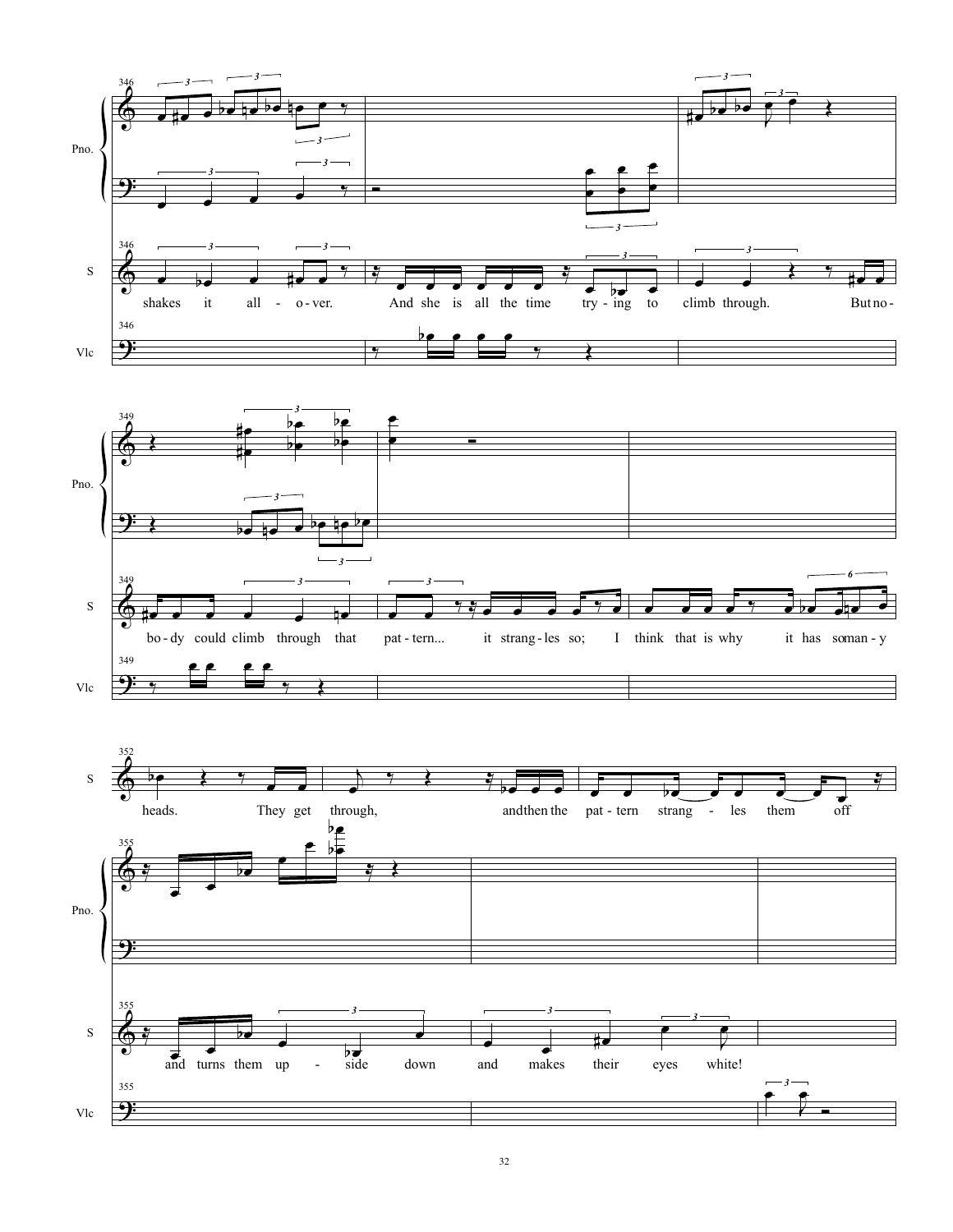346

Pno.

S

shakes it all - o - ver. And she is all the time try - ing to climb through. But no -

Vlc

349

bo - dy could climb through that pat - tern... it strang - les so; I think that is why it has so man - y

352

heads. They get through, and then the pat - tern strang - les them off

355

and turns them up - side down and makes their eyes white!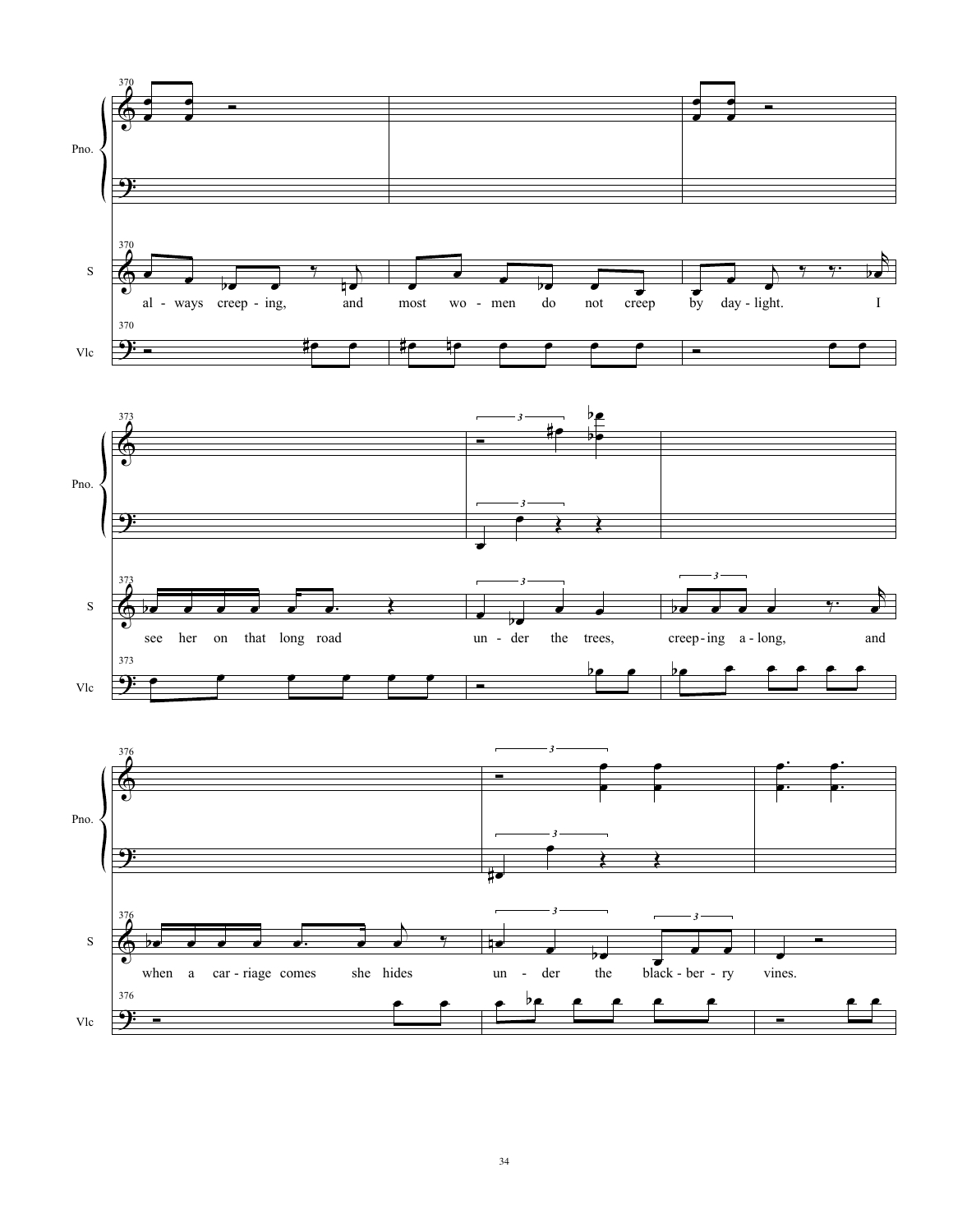Pno.

S

Vlc

al - ways creep - ing, and most wo - men do not creep by day - light. I

see her on that long road un - der the trees, creep - ing a - long, and

when a car - riage comes she hides un - der the black - ber - ry vines.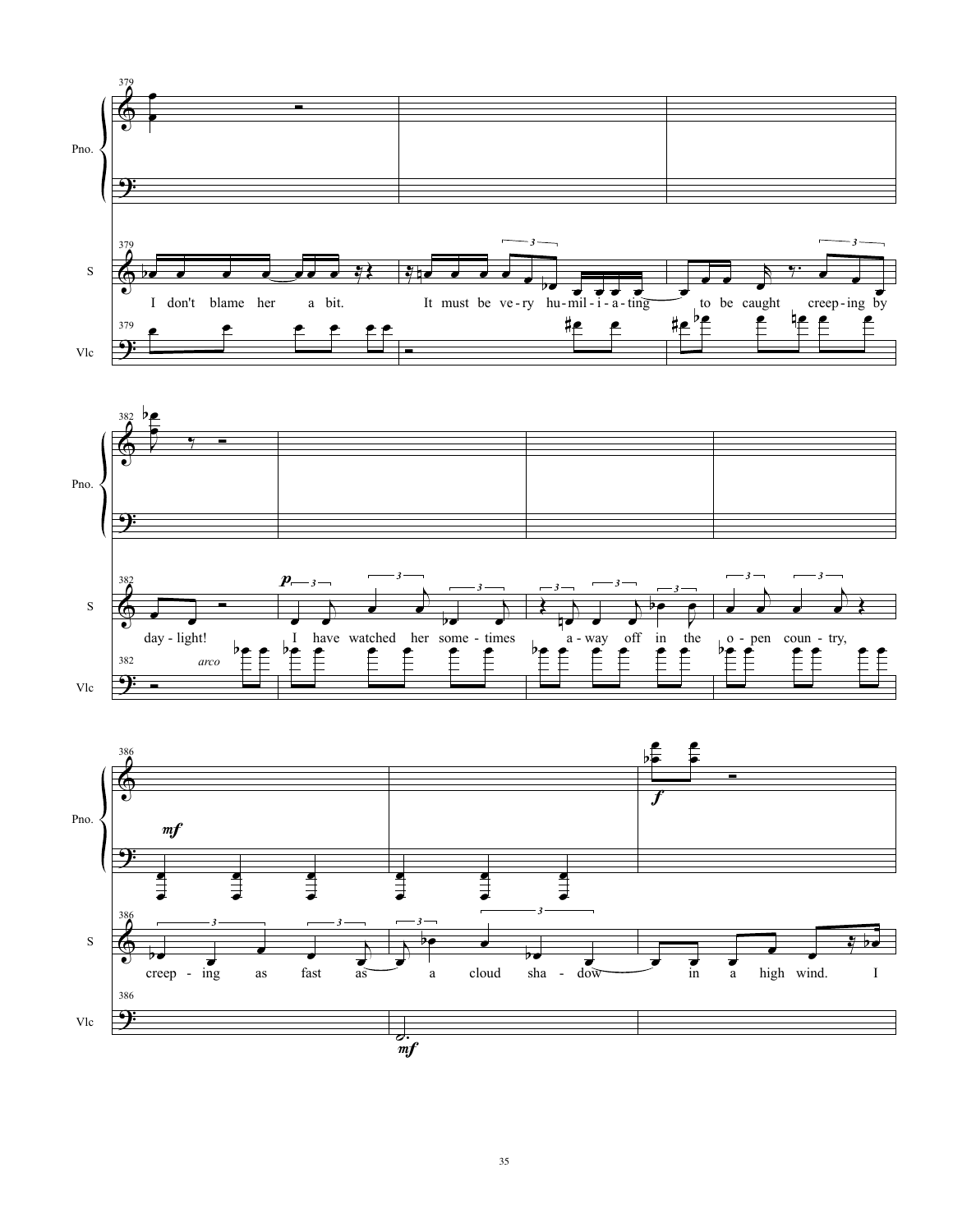Pno.

S

Vlc

379

I don't blame her a bit. It must be ve-ry hu-mil-i-a-ting to be caught creep-ing by

382

*p*

day-light! I have watched her some-times a-way off in the o-pen coun-try,

*arco*

386

*mf*

*f*

creep-ing as fast as a cloud sha-dow in a high wind. I

*mf*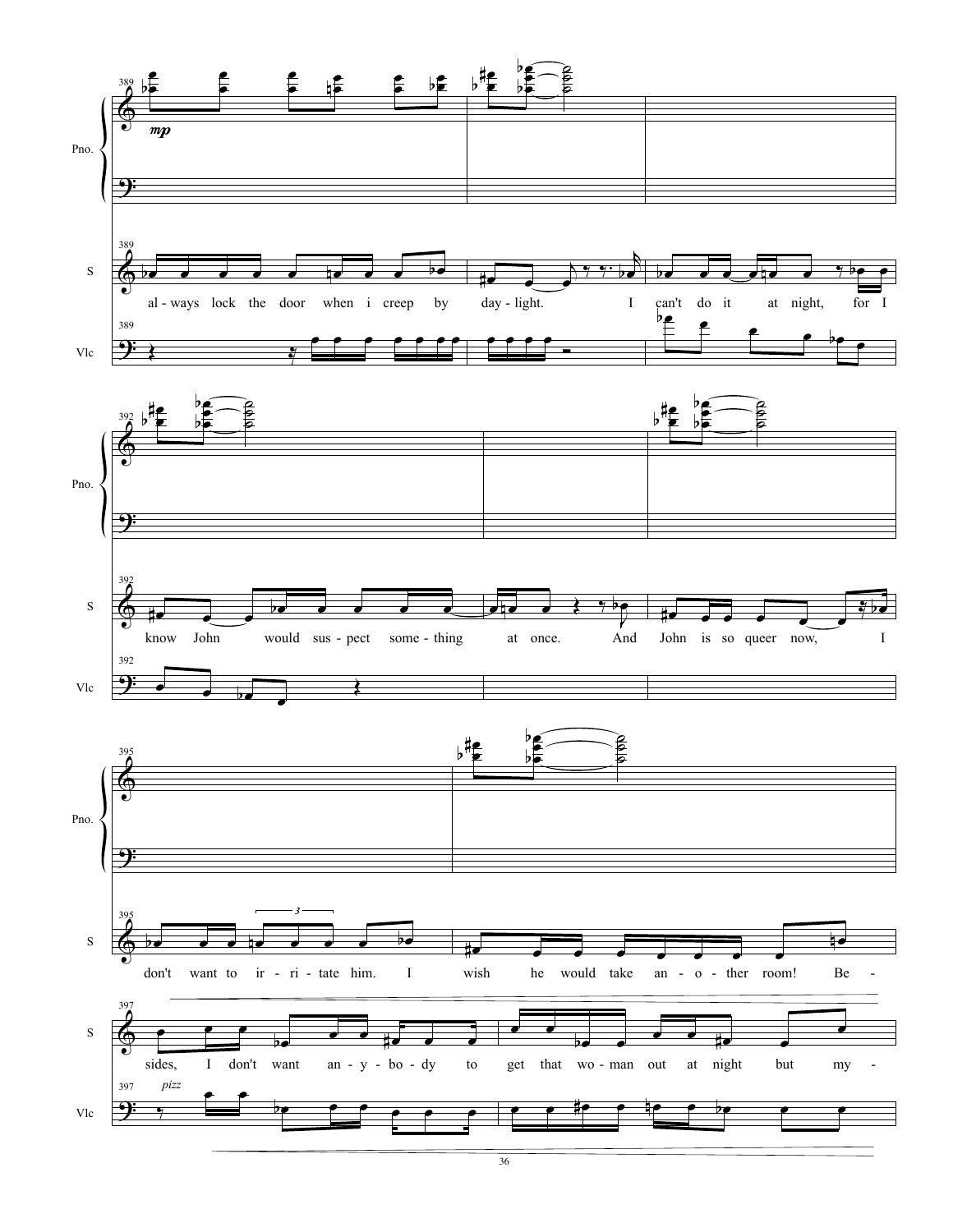Pno.

S

Vlc

*mp*

al - ways lock the door when i creep by day - light. I can't do it at night, for I

know John would sus - pect some - thing at once. And John is so queer now, I

don't want to ir - ri - tate him. I wish he would take an - o - ther room! Be -

sides, I don't want an - y - bo - dy to get that wo - man out at night but my -

*pizz*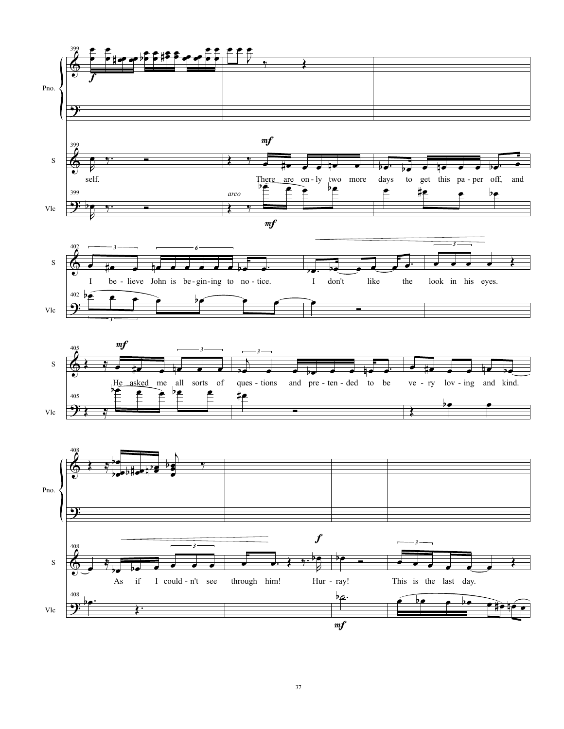Pno.

S

self.

There are on-ly two more days to get this pa-per off, and

I be-lieve John is be-gin-ing to no-tice. I don't like the look in his eyes.

He asked me all sorts of ques-tions and pre-ten-ded to be ve-ry lov-ing and kind.

As if I could-n't see through him! Hur-ray! This is the last day.

Vlc

arco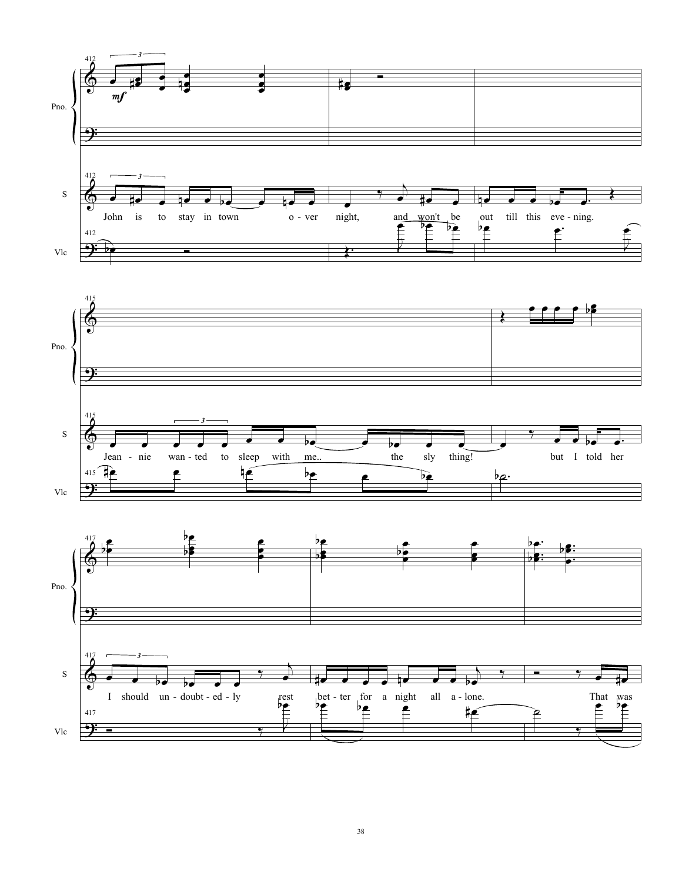Pno.

S

Vlc

*mf*

John is to stay in town o - ver night, and won't be out till this eve - ning.

Jean - nie wan - ted to sleep with me.. the sly thing! but I told her

I should un - doubt - ed - ly rest bet - ter for a night all a - lone. That was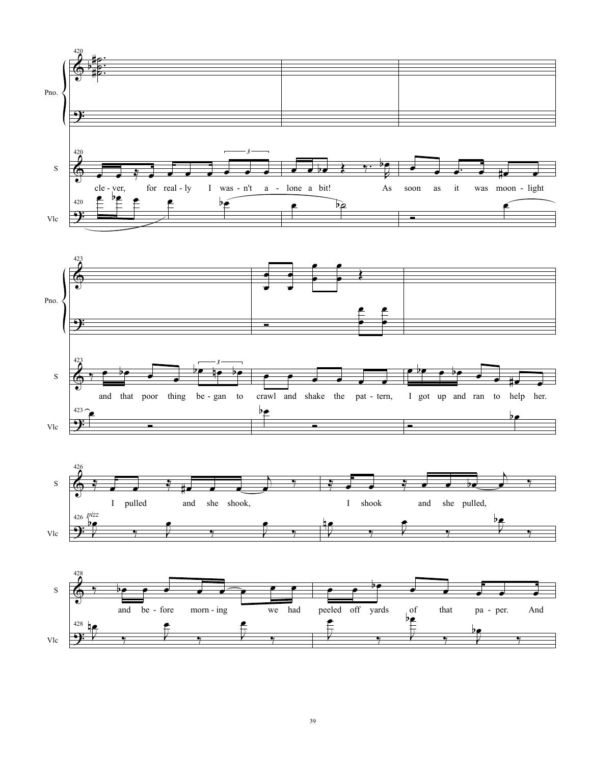Pno.

S

Vlc

cle - ver, for real - ly I was - n't a - lone a bit! As soon as it was moon - light

and that poor thing be - gan to crawl and shake the pat - tern, I got up and ran to help her.

*pizz*

I pulled and she shook, I shook and she pulled,

and be - fore morn - ing we had peeled off yards of that pa - per. And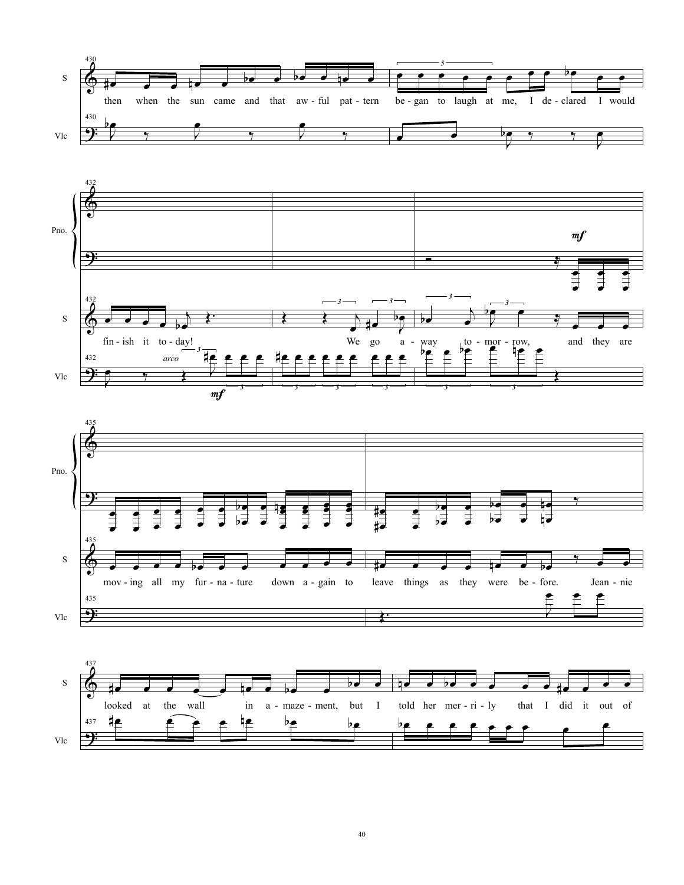430

S

then when the sun came and that aw - ful pat - tern be - gan to laugh at me, I de - clared I would

Vlc

432

Pno.

*mf*

S

fin - ish it to - day! We go a - way to - mor - row, and they are

Vlc

*arco*

*mf*

435

Pno.

S

mov - ing all my fur - na - ture down a - gain to leave things as they were be - fore. Jean - nie

Vlc

437

S

looked at the wall in a - maze - ment, but I told her mer - ri - ly that I did it out of

Vlc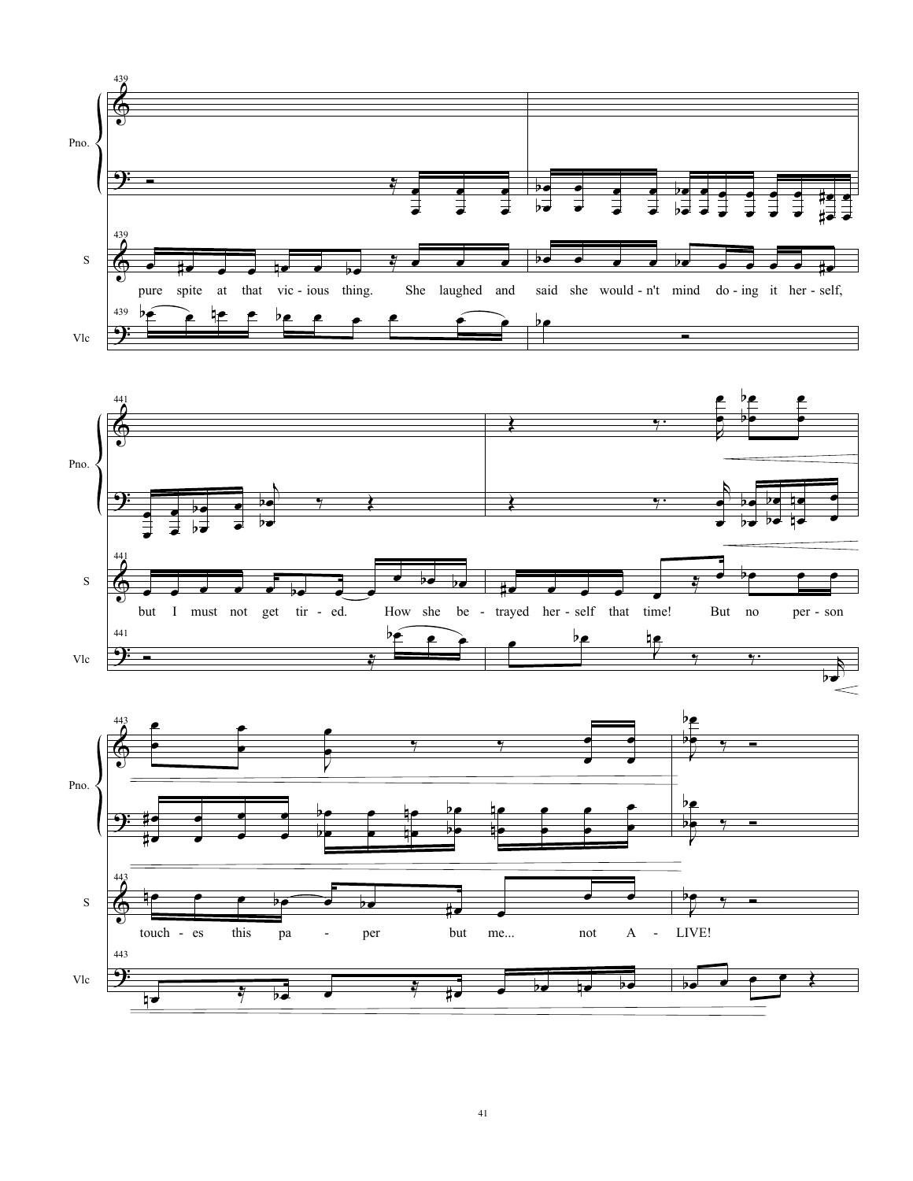pure spite at that vic - ious thing. She laughed and said she would - n't mind do - ing it her - self,

but I must not get tir - ed. How she be - trayed her - self that time! But no per - son

touch - es this pa - per but me... not A - LIVE!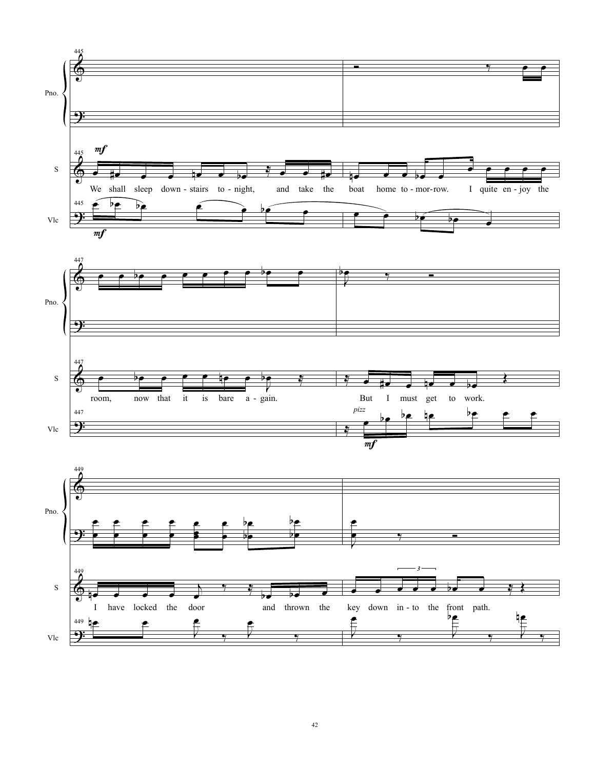We shall sleep down-stairs to-night, and take the boat home to-mor-row. I quite en-joy the room, now that it is bare a-gain.

But I must get to work.

I have locked the door and thrown the key down in-to the front path.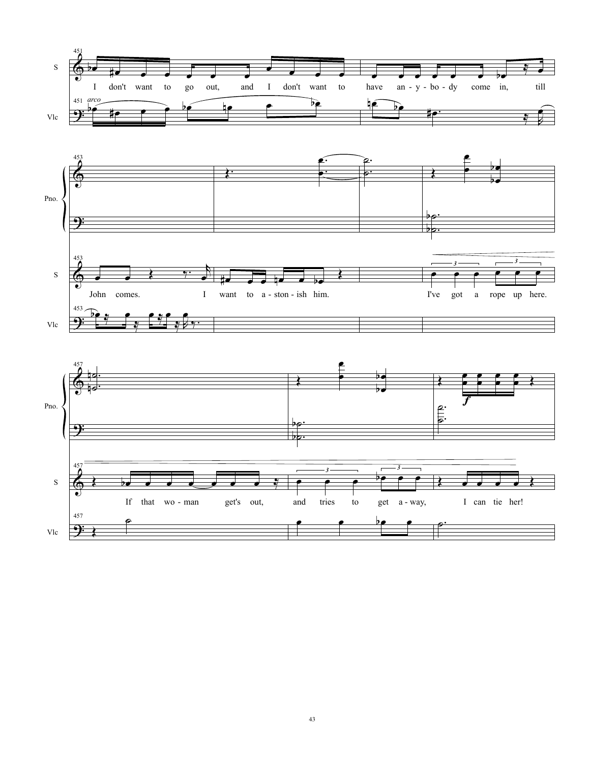451

S: I don't want to go out, and I don't want to have an - y - bo - dy come in, till

Vlc: *arco*

453

Pno.

S: John comes. I want to a - ston - ish him. I've got a rope up here.

Vlc

457

Pno.

S: If that wo - man get's out, and tries to get a - way, I can tie her!

Vlc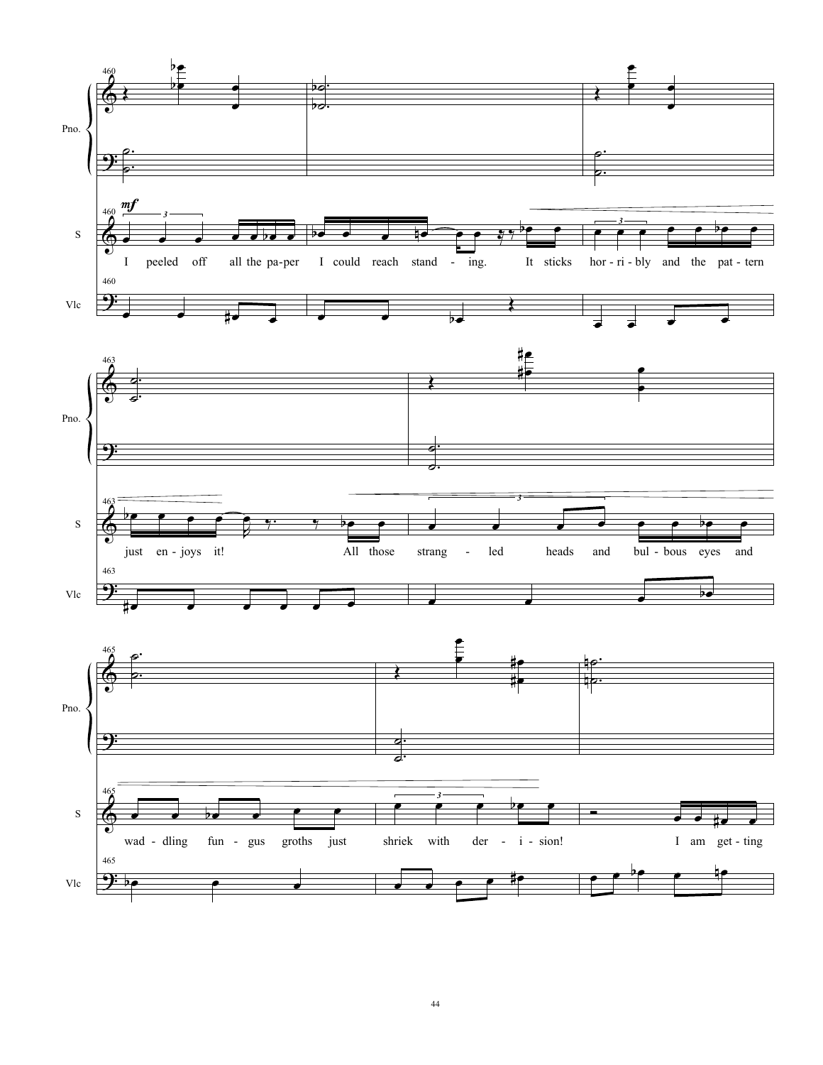Pno.

S

Vlc

460

*mf*

I peeled off all the pa-per I could reach stand - ing. It sticks hor-ri-bly and the pat-tern

463

just en-joys it! All those strang - led heads and bul-bous eyes and

465

wad - dling fun - gus groths just shriek with der - i - sion! I am get-ting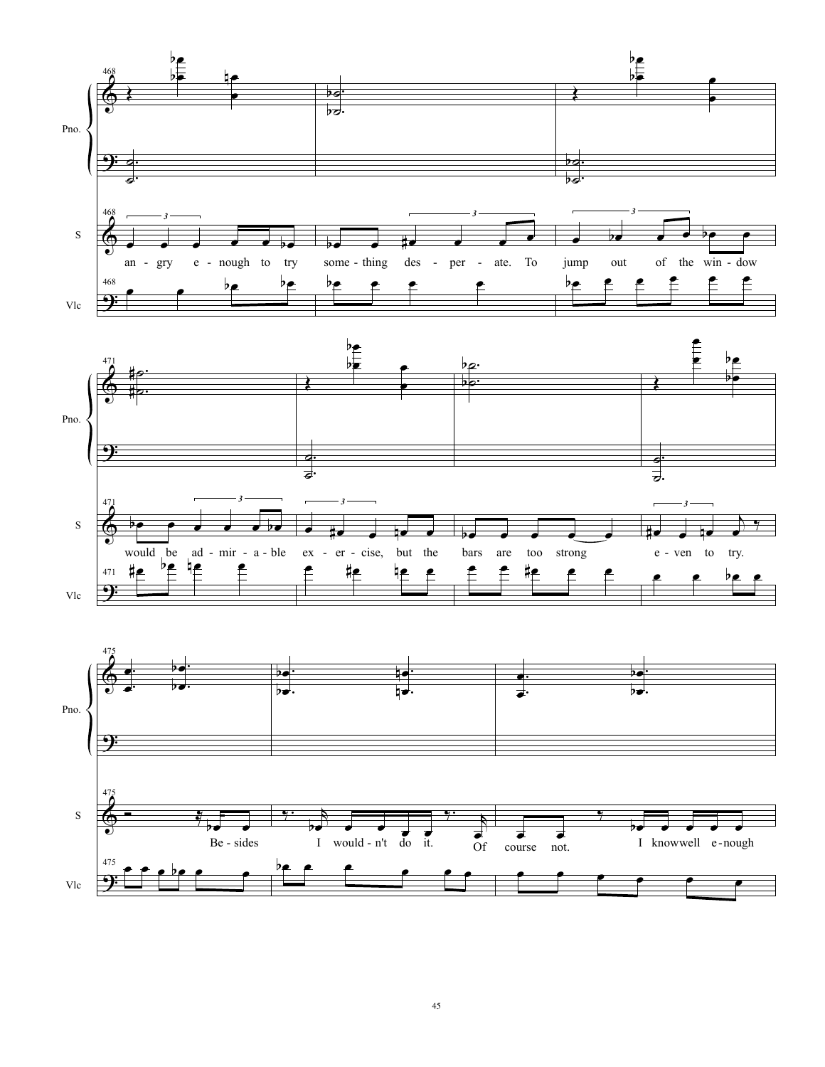Pno.

S

Vlc

an - gry e - nough to try some - thing des - per - ate. To jump out of the win - dow

would be ad - mir - a - ble ex - er - cise, but the bars are too strong e - ven to try.

Be - sides I would - n't do it. Of course not. I knowwell e - nough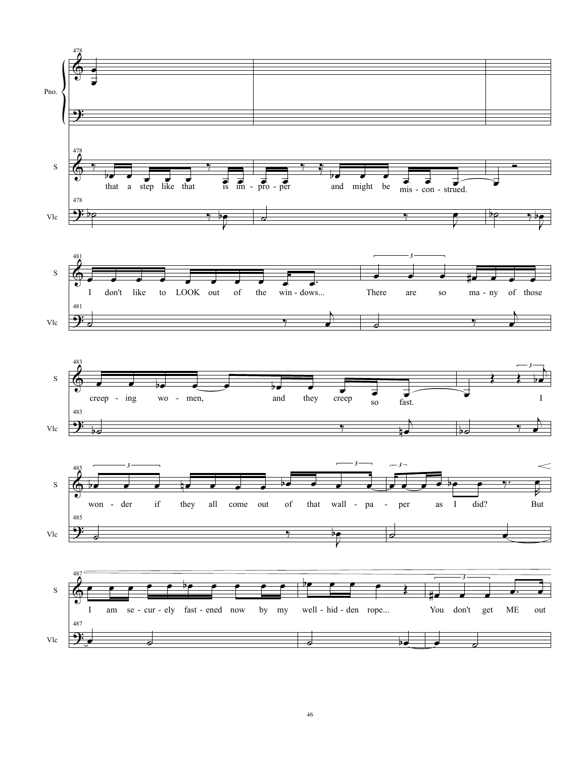Pno.

S

Vlc

that a step like that is im - pro - per and might be mis - con - strued.

I don't like to LOOK out of the win - dows... There are so ma - ny of those

creep - ing wo - men, and they creep so fast. I

won - der if they all come out of that wall - pa - per as I did? But

I am se - cur - ely fast - ened now by my well - hid - den rope... You don't get ME out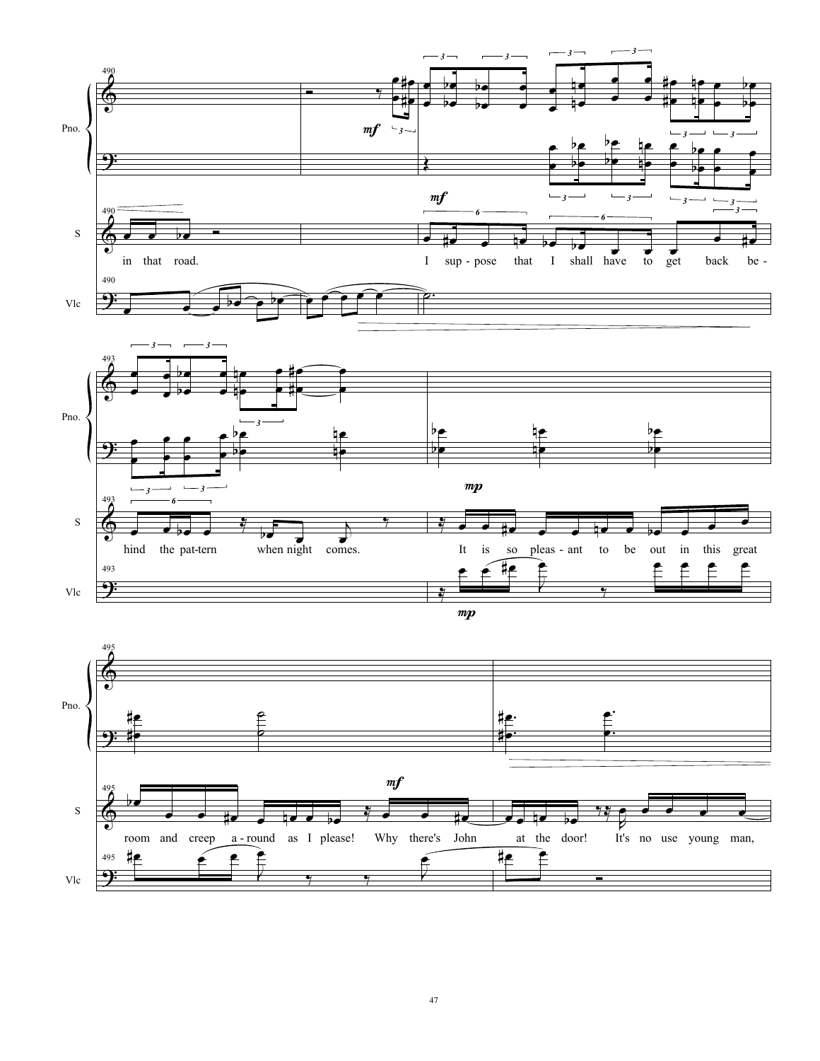in that road. I suppose that I shall have to get back behind the pattern when night comes. It is so pleasant to be out in this great room and creep around as I please! Why there's John at the door! It's no use young man,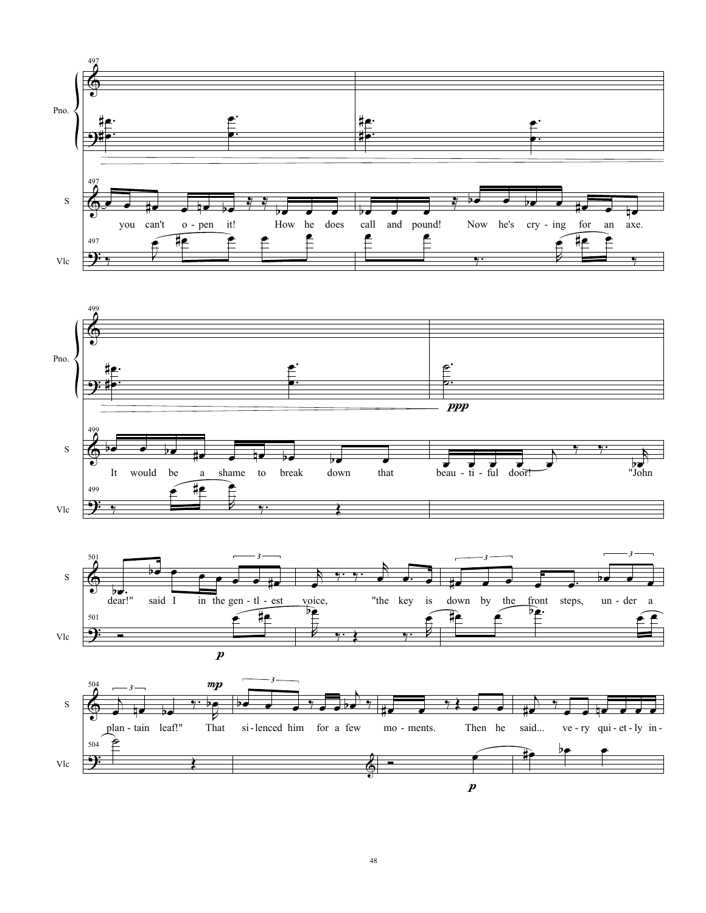Pno.

S

Vlc

497

you can't o - pen it! How he does call and pound! Now he's cry - ing for an axe.

499

It would be a shame to break down that beau - ti - ful door! "John

*ppp*

501

dear!" said I in the gen - tl - est voice, "the key is down by the front steps, un - der a

*p*

504

plan - tain leaf!" That si - lenced him for a few mo - ments. Then he said... ve - ry qui - et - ly in -

*mp*

*p*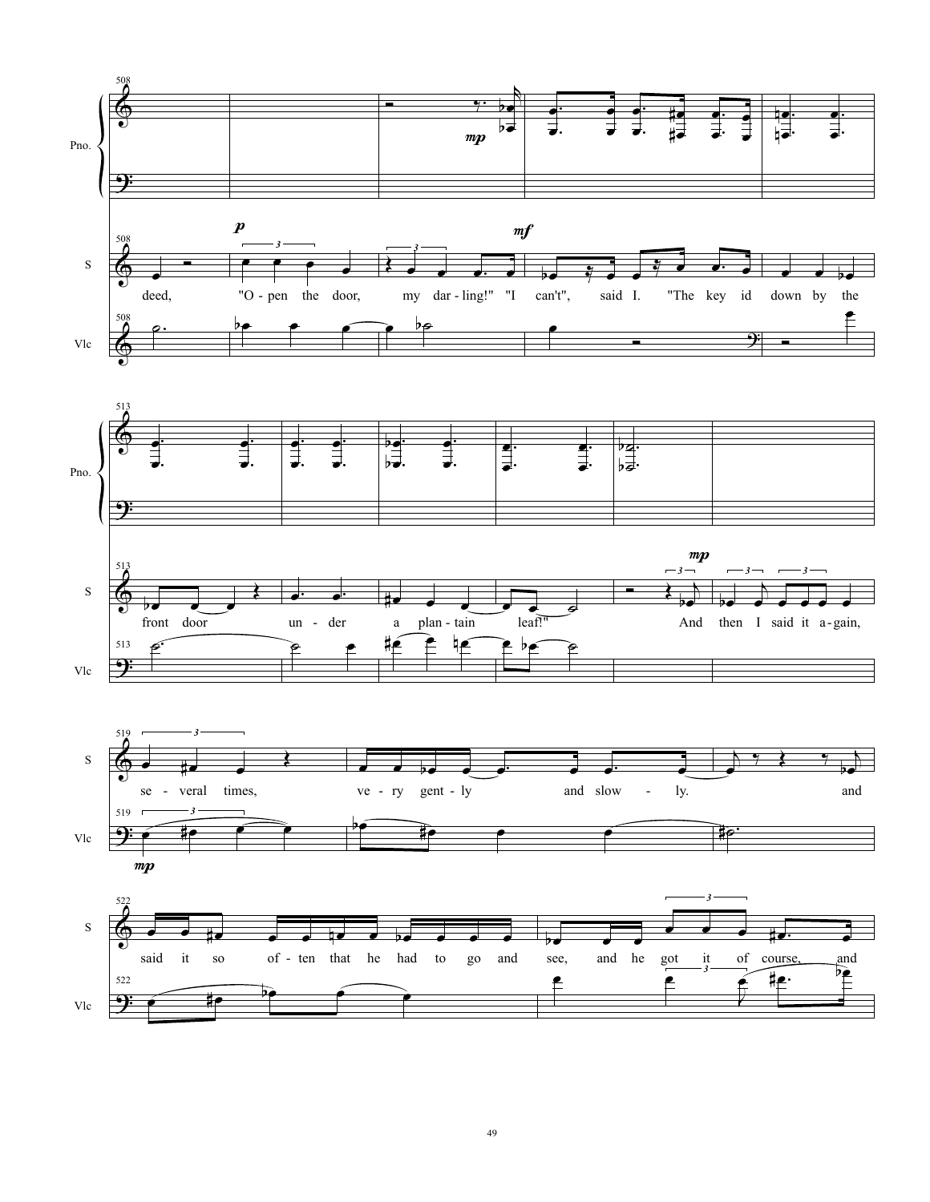Pno.

S

Vlc

deed, "O - pen the door, my dar - ling!" "I can't", said I. "The key id down by the

front door un - der a plan - tain leaf!" And then I said it a - gain,

se - veral times, ve - ry gent - ly and slow - ly. and

said it so of - ten that he had to go and see, and he got it of course, and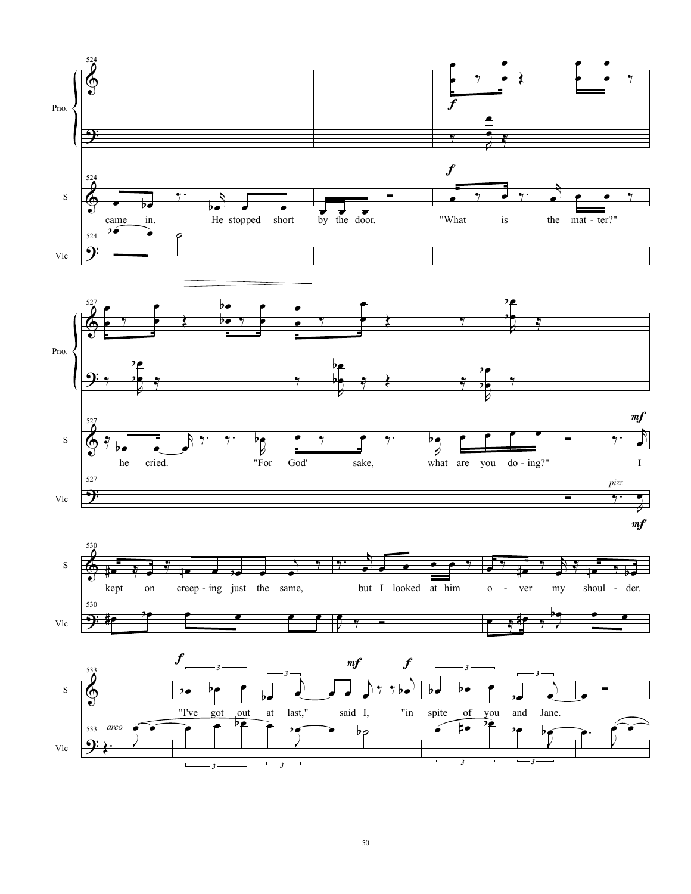came in. He stopped short by the door. "What is the mat - ter?"

he cried. "For God' sake, what are you do - ing?" I

kept on creep - ing just the same, but I looked at him o - ver my shoul - der.

"I've got out at last," said I, "in spite of you and Jane.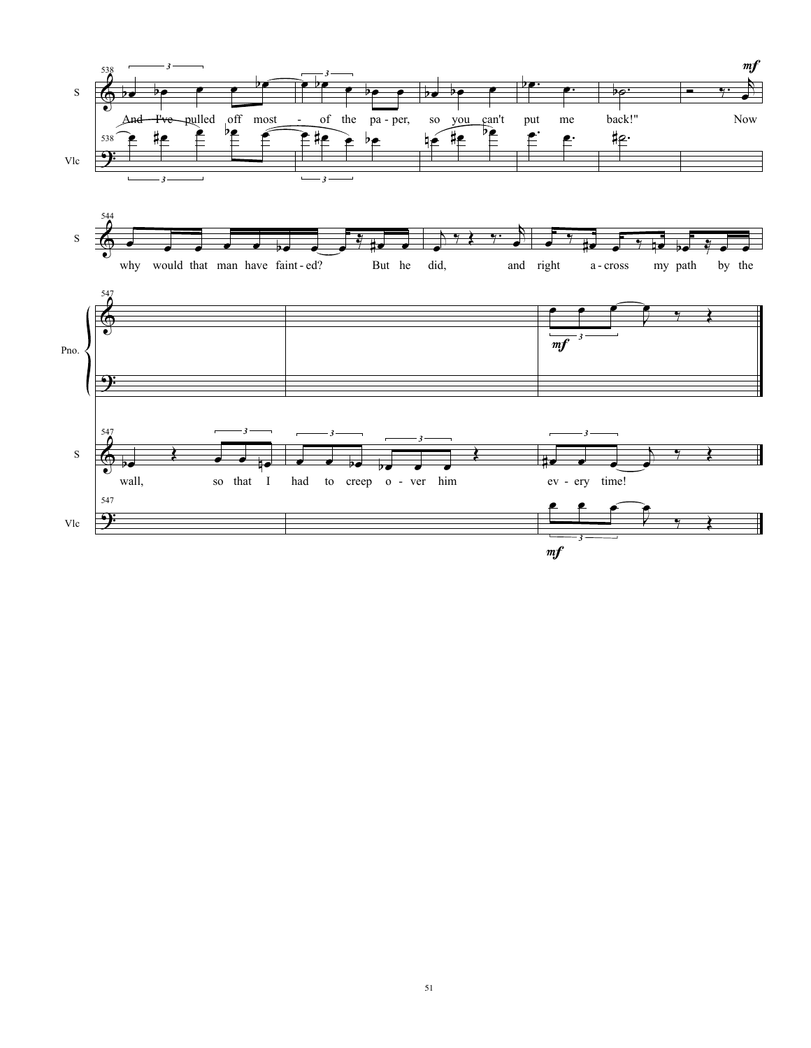538

S: And I've pulled off most - of the pa - per, so you can't put me back!" Now

Vlc

544

S: why would that man have faint - ed? But he did, and right a - cross my path by the

547

Pno.

547

S: wall, so that I had to creep o - ver him ev - ery time!

Vlc